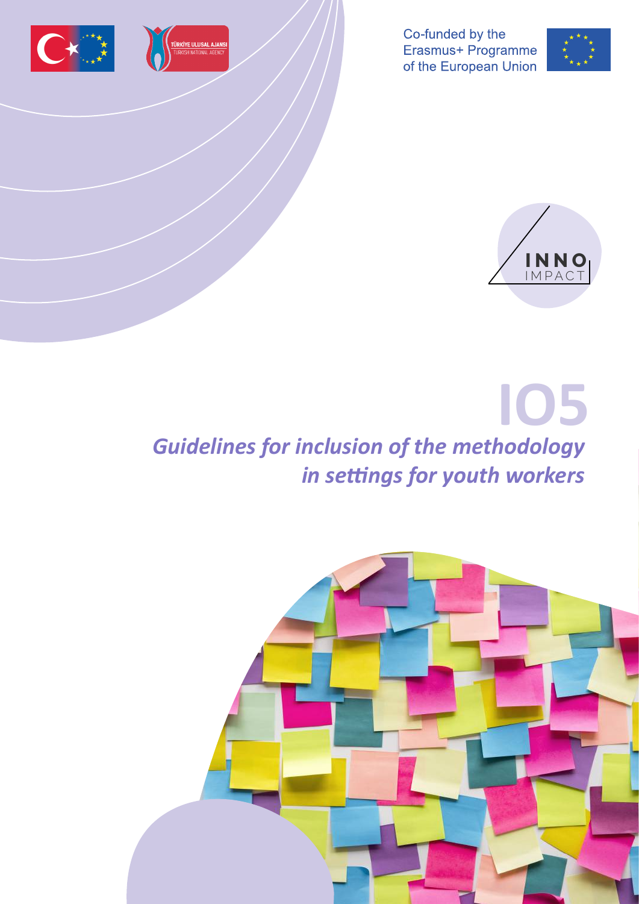Co-funded by the Erasmus+ Programme of the European Union

TÜRKİYE ULUSAL AJANSI
TURKISH NATIONAL AGENCY

INNO IMPACT

# IO5

## *Guidelines for inclusion of the methodology in settings for youth workers*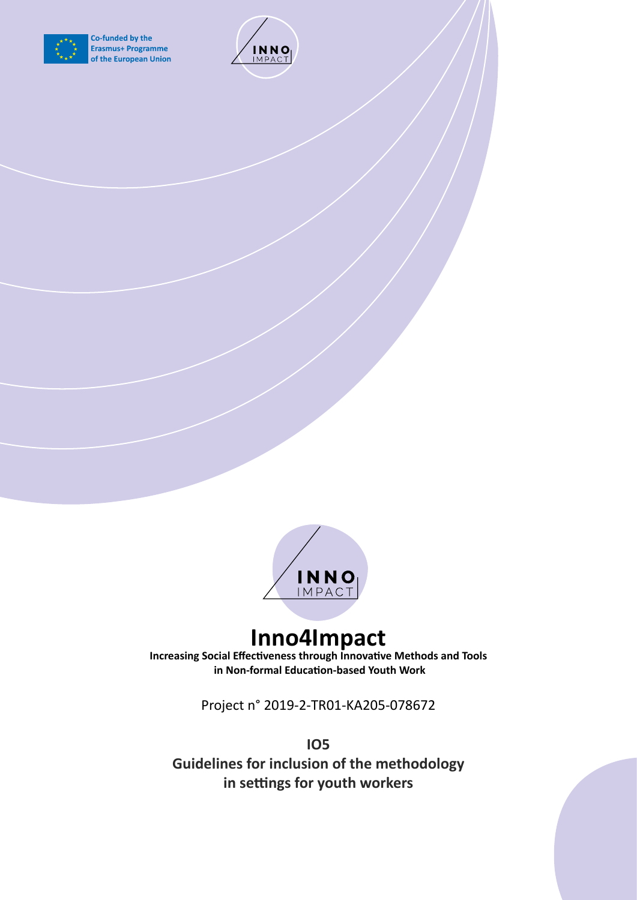Co-funded by the Erasmus+ Programme of the European Union

# Inno4Impact

**Increasing Social Effectiveness through Innovative Methods and Tools in Non-formal Education-based Youth Work**

Project n° 2019-2-TR01-KA205-078672

## IO5
## Guidelines for inclusion of the methodology in settings for youth workers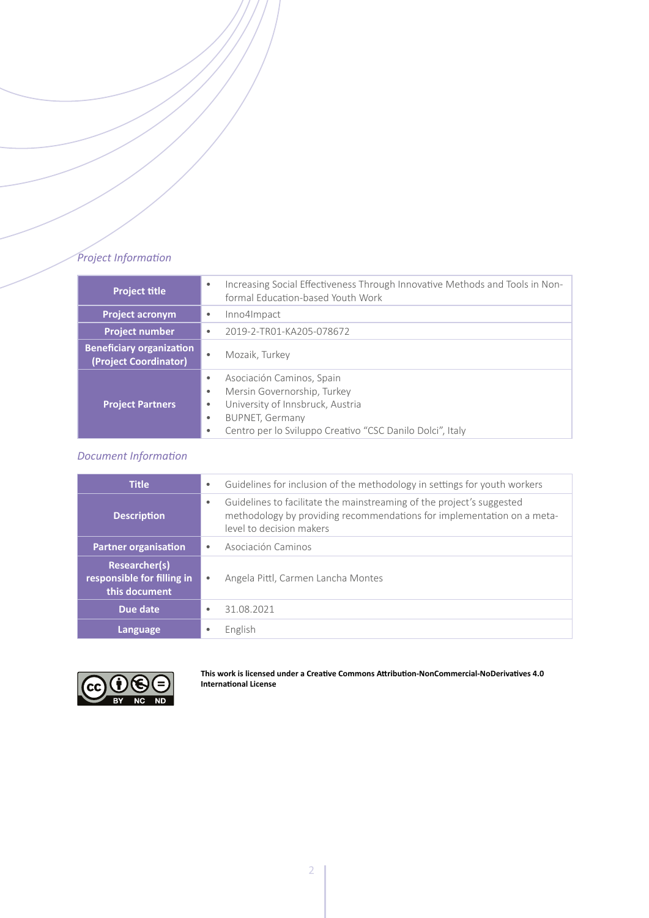*Project Information*

| | |
|---|---|
| **Project title** | • Increasing Social Effectiveness Through Innovative Methods and Tools in Non-formal Education-based Youth Work |
| **Project acronym** | • Inno4Impact |
| **Project number** | • 2019-2-TR01-KA205-078672 |
| **Beneficiary organization (Project Coordinator)** | • Mozaik, Turkey |
| **Project Partners** | • Asociación Caminos, Spain<br>• Mersin Governorship, Turkey<br>• University of Innsbruck, Austria<br>• BUPNET, Germany<br>• Centro per lo Sviluppo Creativo "CSC Danilo Dolci", Italy |

*Document Information*

| | |
|---|---|
| **Title** | • Guidelines for inclusion of the methodology in settings for youth workers |
| **Description** | • Guidelines to facilitate the mainstreaming of the project's suggested methodology by providing recommendations for implementation on a meta-level to decision makers |
| **Partner organisation** | • Asociación Caminos |
| **Researcher(s) responsible for filling in this document** | • Angela Pittl, Carmen Lancha Montes |
| **Due date** | • 31.08.2021 |
| **Language** | • English |

**This work is licensed under a Creative Commons Attribution-NonCommercial-NoDerivatives 4.0 International License**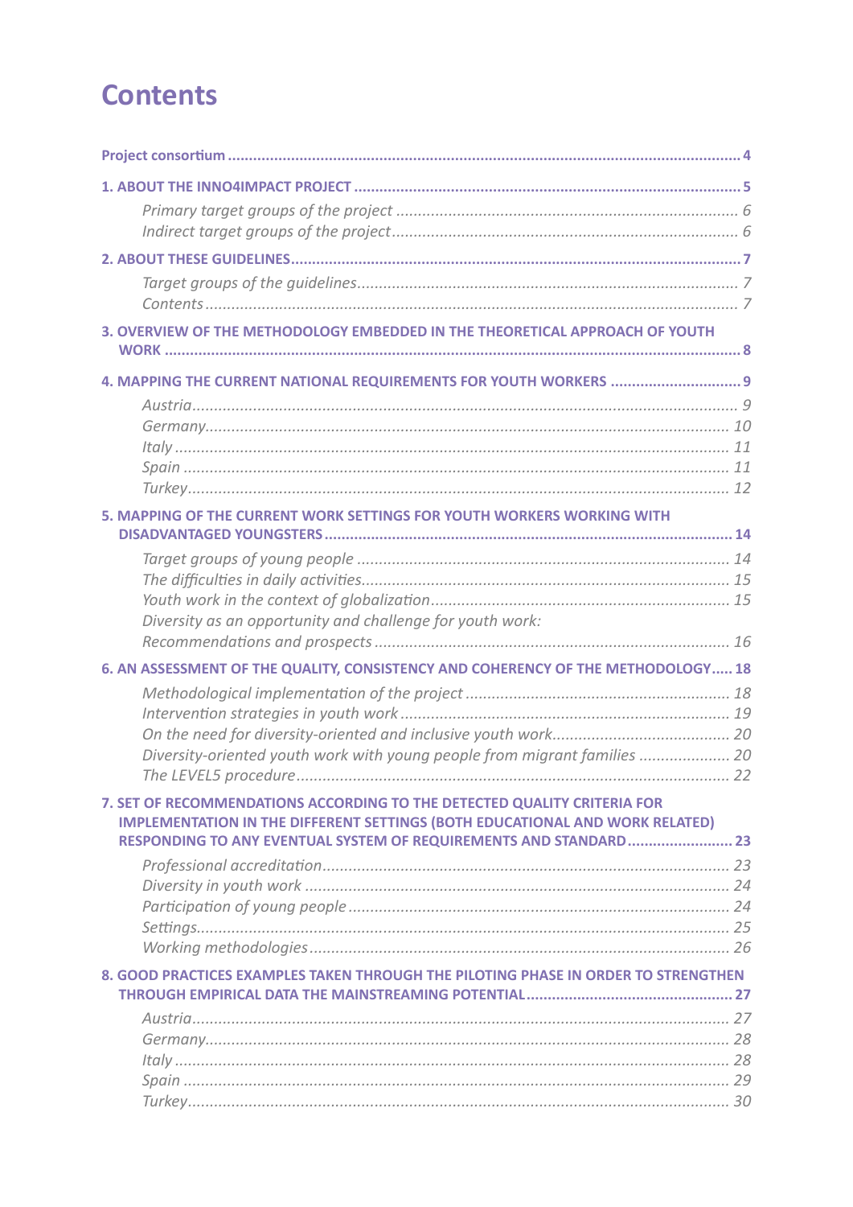# Contents

**Project consortium** .......... **4**

**1. ABOUT THE INNO4IMPACT PROJECT** .......... **5**

- *Primary target groups of the project* .......... *6*
- *Indirect target groups of the project* .......... *6*

**2. ABOUT THESE GUIDELINES** .......... **7**

- *Target groups of the guidelines* .......... *7*
- *Contents* .......... *7*

**3. OVERVIEW OF THE METHODOLOGY EMBEDDED IN THE THEORETICAL APPROACH OF YOUTH WORK** .......... **8**

**4. MAPPING THE CURRENT NATIONAL REQUIREMENTS FOR YOUTH WORKERS** .......... **9**

- *Austria* .......... *9*
- *Germany* .......... *10*
- *Italy* .......... *11*
- *Spain* .......... *11*
- *Turkey* .......... *12*

**5. MAPPING OF THE CURRENT WORK SETTINGS FOR YOUTH WORKERS WORKING WITH DISADVANTAGED YOUNGSTERS** .......... **14**

- *Target groups of young people* .......... *14*
- *The difficulties in daily activities* .......... *15*
- *Youth work in the context of globalization* .......... *15*
- *Diversity as an opportunity and challenge for youth work: Recommendations and prospects* .......... *16*

**6. AN ASSESSMENT OF THE QUALITY, CONSISTENCY AND COHERENCY OF THE METHODOLOGY** .......... **18**

- *Methodological implementation of the project* .......... *18*
- *Intervention strategies in youth work* .......... *19*
- *On the need for diversity-oriented and inclusive youth work* .......... *20*
- *Diversity-oriented youth work with young people from migrant families* .......... *20*
- *The LEVEL5 procedure* .......... *22*

**7. SET OF RECOMMENDATIONS ACCORDING TO THE DETECTED QUALITY CRITERIA FOR IMPLEMENTATION IN THE DIFFERENT SETTINGS (BOTH EDUCATIONAL AND WORK RELATED) RESPONDING TO ANY EVENTUAL SYSTEM OF REQUIREMENTS AND STANDARD** .......... **23**

- *Professional accreditation* .......... *23*
- *Diversity in youth work* .......... *24*
- *Participation of young people* .......... *24*
- *Settings* .......... *25*
- *Working methodologies* .......... *26*

**8. GOOD PRACTICES EXAMPLES TAKEN THROUGH THE PILOTING PHASE IN ORDER TO STRENGTHEN THROUGH EMPIRICAL DATA THE MAINSTREAMING POTENTIAL** .......... **27**

- *Austria* .......... *27*
- *Germany* .......... *28*
- *Italy* .......... *28*
- *Spain* .......... *29*
- *Turkey* .......... *30*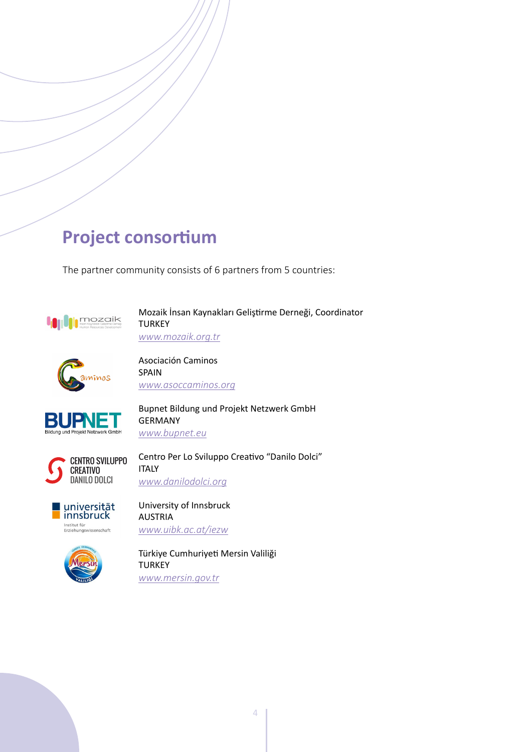# Project consortium

The partner community consists of 6 partners from 5 countries:

Mozaik İnsan Kaynakları Geliştirme Derneği, Coordinator
TURKEY
www.mozaik.org.tr

Asociación Caminos
SPAIN
www.asoccaminos.org

Bupnet Bildung und Projekt Netzwerk GmbH
GERMANY
www.bupnet.eu

Centro Per Lo Sviluppo Creativo "Danilo Dolci"
ITALY
www.danilodolci.org

University of Innsbruck
AUSTRIA
www.uibk.ac.at/iezw

Türkiye Cumhuriyeti Mersin Valiliği
TURKEY
www.mersin.gov.tr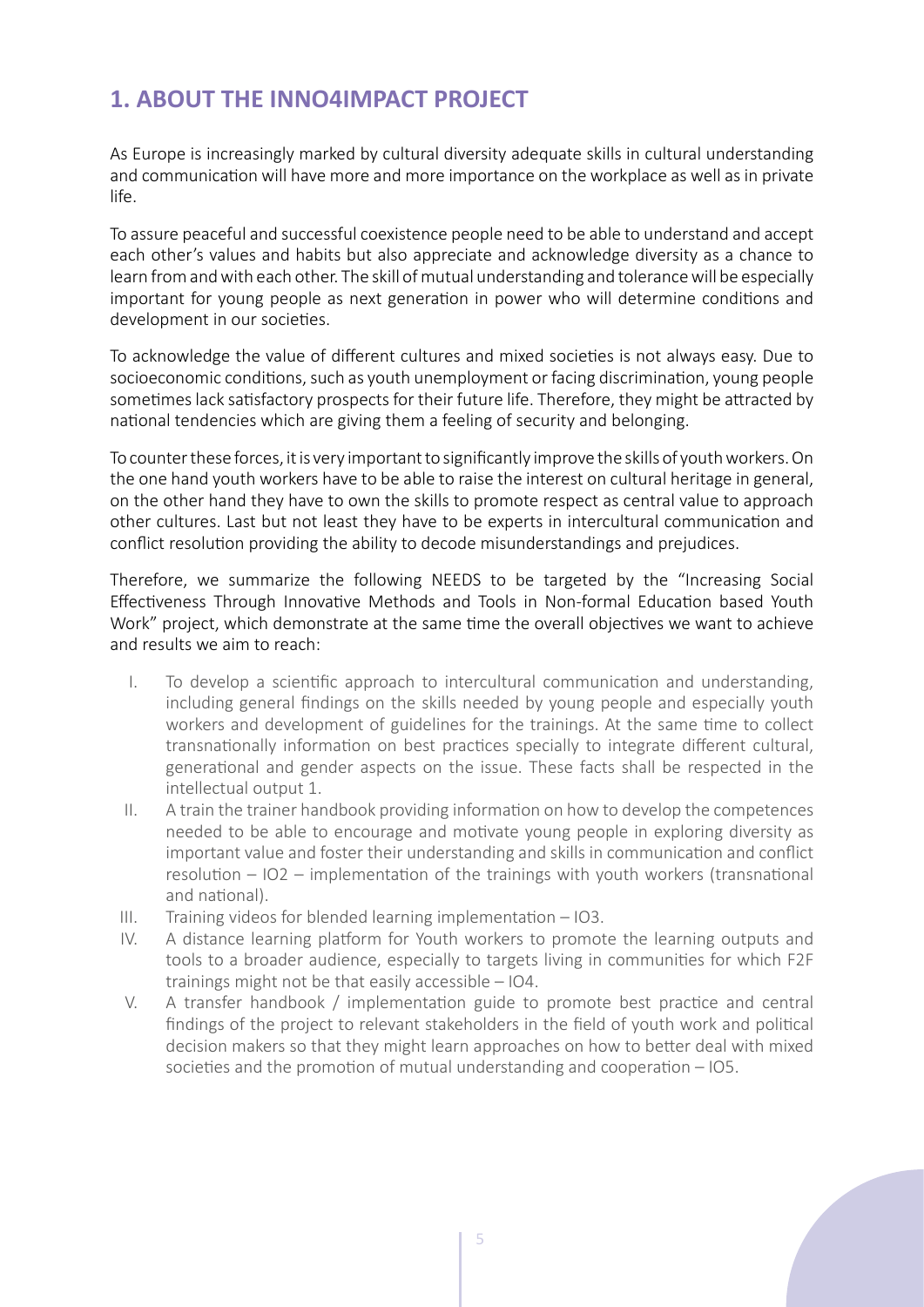## 1. ABOUT THE INNO4IMPACT PROJECT

As Europe is increasingly marked by cultural diversity adequate skills in cultural understanding and communication will have more and more importance on the workplace as well as in private life.

To assure peaceful and successful coexistence people need to be able to understand and accept each other's values and habits but also appreciate and acknowledge diversity as a chance to learn from and with each other. The skill of mutual understanding and tolerance will be especially important for young people as next generation in power who will determine conditions and development in our societies.

To acknowledge the value of different cultures and mixed societies is not always easy. Due to socioeconomic conditions, such as youth unemployment or facing discrimination, young people sometimes lack satisfactory prospects for their future life. Therefore, they might be attracted by national tendencies which are giving them a feeling of security and belonging.

To counter these forces, it is very important to significantly improve the skills of youth workers. On the one hand youth workers have to be able to raise the interest on cultural heritage in general, on the other hand they have to own the skills to promote respect as central value to approach other cultures. Last but not least they have to be experts in intercultural communication and conflict resolution providing the ability to decode misunderstandings and prejudices.

Therefore, we summarize the following NEEDS to be targeted by the "Increasing Social Effectiveness Through Innovative Methods and Tools in Non-formal Education based Youth Work" project, which demonstrate at the same time the overall objectives we want to achieve and results we aim to reach:

I. To develop a scientific approach to intercultural communication and understanding, including general findings on the skills needed by young people and especially youth workers and development of guidelines for the trainings. At the same time to collect transnationally information on best practices specially to integrate different cultural, generational and gender aspects on the issue. These facts shall be respected in the intellectual output 1.

II. A train the trainer handbook providing information on how to develop the competences needed to be able to encourage and motivate young people in exploring diversity as important value and foster their understanding and skills in communication and conflict resolution – IO2 – implementation of the trainings with youth workers (transnational and national).

III. Training videos for blended learning implementation – IO3.

IV. A distance learning platform for Youth workers to promote the learning outputs and tools to a broader audience, especially to targets living in communities for which F2F trainings might not be that easily accessible – IO4.

V. A transfer handbook / implementation guide to promote best practice and central findings of the project to relevant stakeholders in the field of youth work and political decision makers so that they might learn approaches on how to better deal with mixed societies and the promotion of mutual understanding and cooperation – IO5.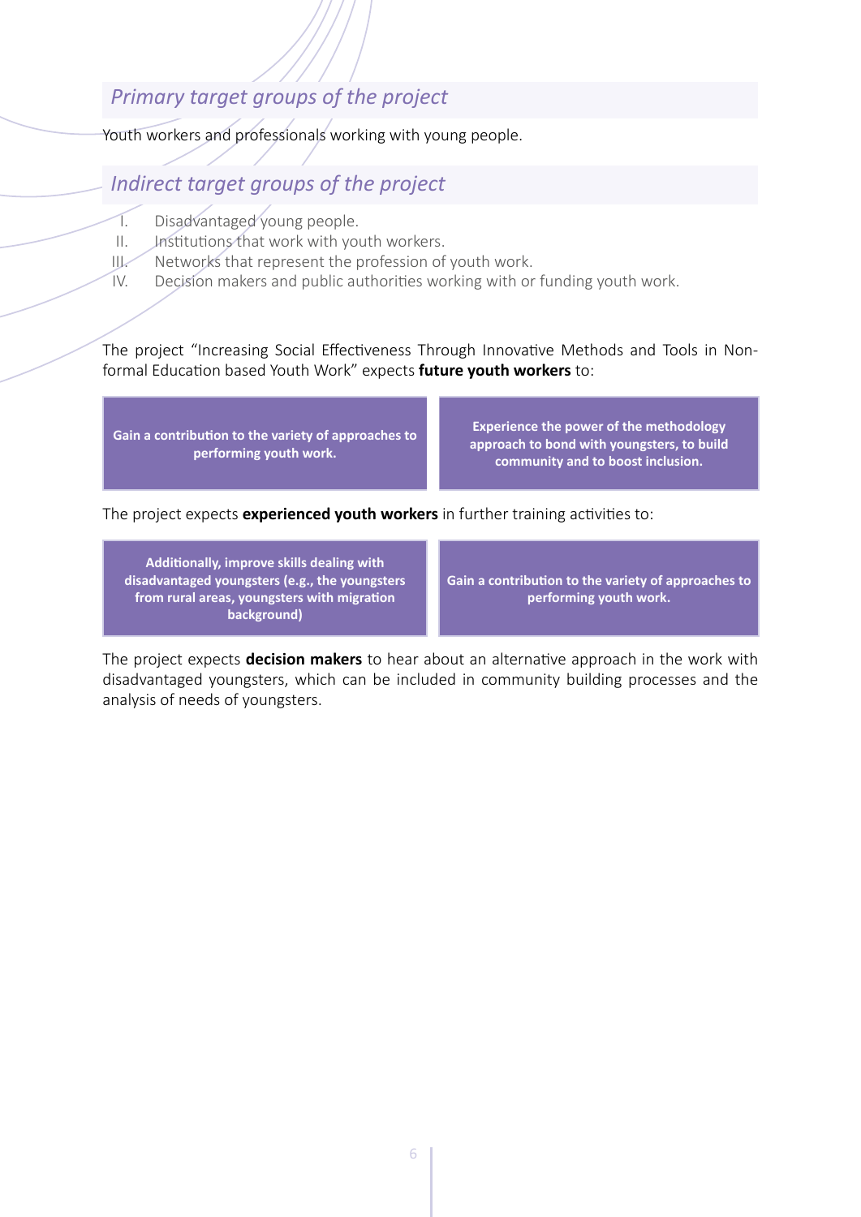## *Primary target groups of the project*

Youth workers and professionals working with young people.

## *Indirect target groups of the project*

I. Disadvantaged young people.
II. Institutions that work with youth workers.
III. Networks that represent the profession of youth work.
IV. Decision makers and public authorities working with or funding youth work.

The project "Increasing Social Effectiveness Through Innovative Methods and Tools in Non-formal Education based Youth Work" expects **future youth workers** to:

**Gain a contribution to the variety of approaches to performing youth work.**

**Experience the power of the methodology approach to bond with youngsters, to build community and to boost inclusion.**

The project expects **experienced youth workers** in further training activities to:

**Additionally, improve skills dealing with disadvantaged youngsters (e.g., the youngsters from rural areas, youngsters with migration background)**

**Gain a contribution to the variety of approaches to performing youth work.**

The project expects **decision makers** to hear about an alternative approach in the work with disadvantaged youngsters, which can be included in community building processes and the analysis of needs of youngsters.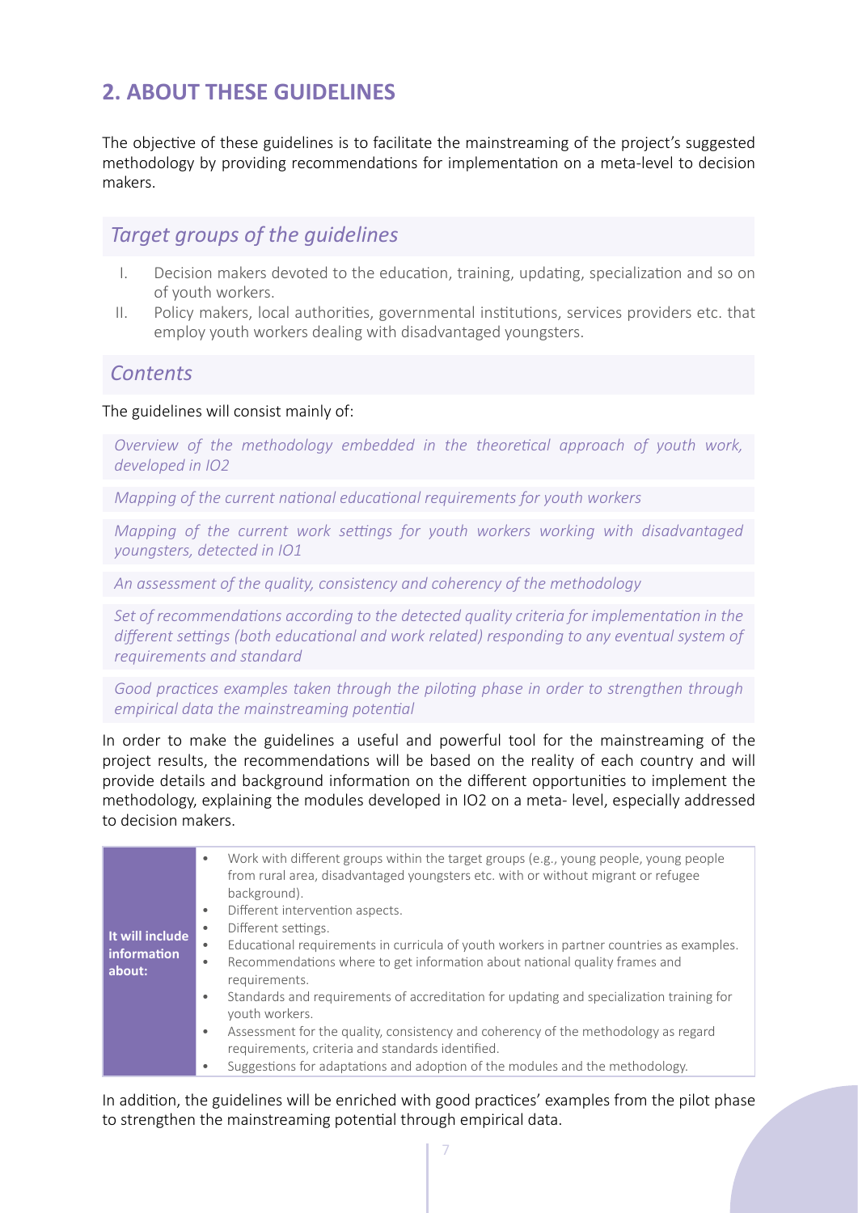## 2. ABOUT THESE GUIDELINES

The objective of these guidelines is to facilitate the mainstreaming of the project's suggested methodology by providing recommendations for implementation on a meta-level to decision makers.

### *Target groups of the guidelines*

I. Decision makers devoted to the education, training, updating, specialization and so on of youth workers.
II. Policy makers, local authorities, governmental institutions, services providers etc. that employ youth workers dealing with disadvantaged youngsters.

### *Contents*

The guidelines will consist mainly of:

*Overview of the methodology embedded in the theoretical approach of youth work, developed in IO2*

*Mapping of the current national educational requirements for youth workers*

*Mapping of the current work settings for youth workers working with disadvantaged youngsters, detected in IO1*

*An assessment of the quality, consistency and coherency of the methodology*

*Set of recommendations according to the detected quality criteria for implementation in the different settings (both educational and work related) responding to any eventual system of requirements and standard*

*Good practices examples taken through the piloting phase in order to strengthen through empirical data the mainstreaming potential*

In order to make the guidelines a useful and powerful tool for the mainstreaming of the project results, the recommendations will be based on the reality of each country and will provide details and background information on the different opportunities to implement the methodology, explaining the modules developed in IO2 on a meta- level, especially addressed to decision makers.

| **It will include information about:** | • Work with different groups within the target groups (e.g., young people, young people from rural area, disadvantaged youngsters etc. with or without migrant or refugee background).<br>• Different intervention aspects.<br>• Different settings.<br>• Educational requirements in curricula of youth workers in partner countries as examples.<br>• Recommendations where to get information about national quality frames and requirements.<br>• Standards and requirements of accreditation for updating and specialization training for youth workers.<br>• Assessment for the quality, consistency and coherency of the methodology as regard requirements, criteria and standards identified.<br>• Suggestions for adaptations and adoption of the modules and the methodology. |
|---|---|

In addition, the guidelines will be enriched with good practices' examples from the pilot phase to strengthen the mainstreaming potential through empirical data.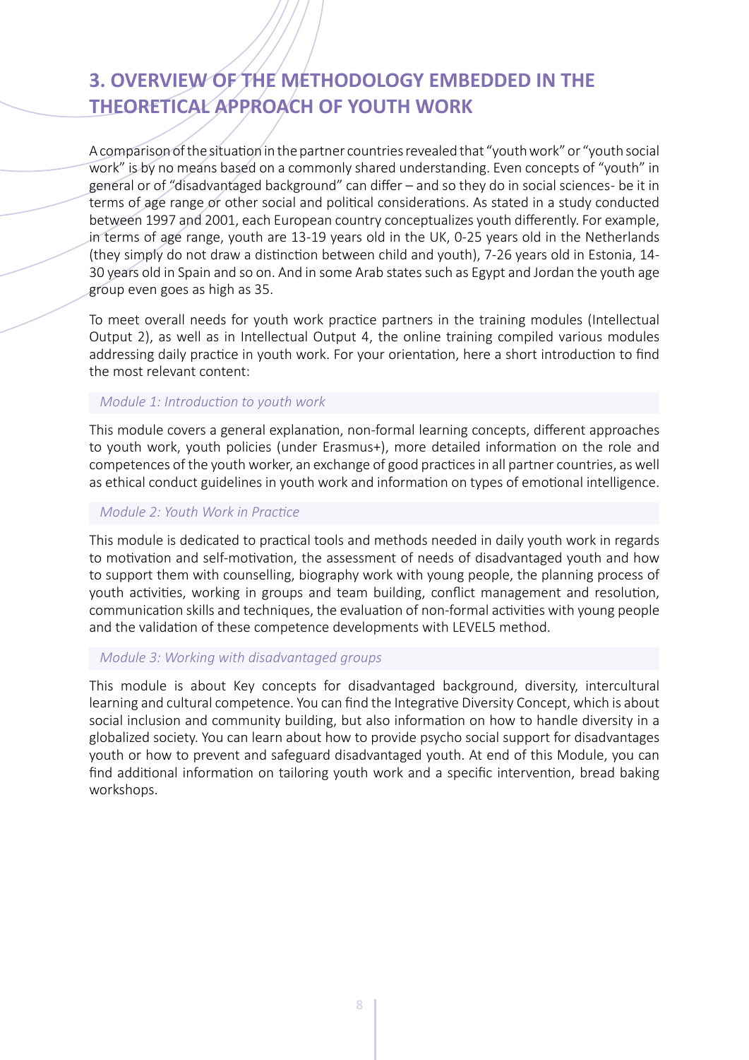## 3. OVERVIEW OF THE METHODOLOGY EMBEDDED IN THE THEORETICAL APPROACH OF YOUTH WORK

A comparison of the situation in the partner countries revealed that "youth work" or "youth social work" is by no means based on a commonly shared understanding. Even concepts of "youth" in general or of "disadvantaged background" can differ – and so they do in social sciences- be it in terms of age range or other social and political considerations. As stated in a study conducted between 1997 and 2001, each European country conceptualizes youth differently. For example, in terms of age range, youth are 13-19 years old in the UK, 0-25 years old in the Netherlands (they simply do not draw a distinction between child and youth), 7-26 years old in Estonia, 14-30 years old in Spain and so on. And in some Arab states such as Egypt and Jordan the youth age group even goes as high as 35.

To meet overall needs for youth work practice partners in the training modules (Intellectual Output 2), as well as in Intellectual Output 4, the online training compiled various modules addressing daily practice in youth work. For your orientation, here a short introduction to find the most relevant content:

*Module 1: Introduction to youth work*

This module covers a general explanation, non-formal learning concepts, different approaches to youth work, youth policies (under Erasmus+), more detailed information on the role and competences of the youth worker, an exchange of good practices in all partner countries, as well as ethical conduct guidelines in youth work and information on types of emotional intelligence.

*Module 2: Youth Work in Practice*

This module is dedicated to practical tools and methods needed in daily youth work in regards to motivation and self-motivation, the assessment of needs of disadvantaged youth and how to support them with counselling, biography work with young people, the planning process of youth activities, working in groups and team building, conflict management and resolution, communication skills and techniques, the evaluation of non-formal activities with young people and the validation of these competence developments with LEVEL5 method.

*Module 3: Working with disadvantaged groups*

This module is about Key concepts for disadvantaged background, diversity, intercultural learning and cultural competence. You can find the Integrative Diversity Concept, which is about social inclusion and community building, but also information on how to handle diversity in a globalized society. You can learn about how to provide psycho social support for disadvantages youth or how to prevent and safeguard disadvantaged youth. At end of this Module, you can find additional information on tailoring youth work and a specific intervention, bread baking workshops.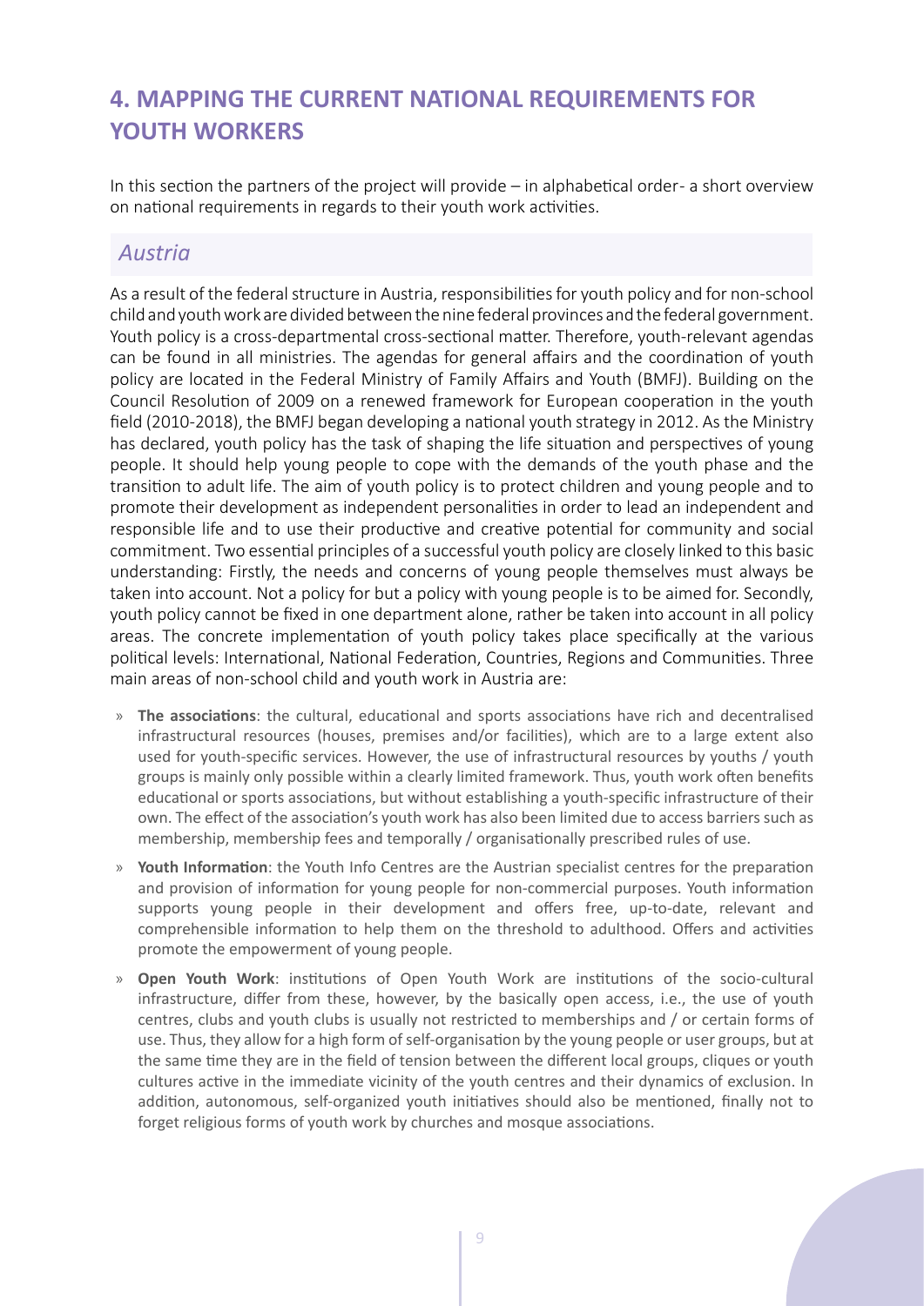## 4. MAPPING THE CURRENT NATIONAL REQUIREMENTS FOR YOUTH WORKERS

In this section the partners of the project will provide – in alphabetical order- a short overview on national requirements in regards to their youth work activities.

### *Austria*

As a result of the federal structure in Austria, responsibilities for youth policy and for non-school child and youth work are divided between the nine federal provinces and the federal government. Youth policy is a cross-departmental cross-sectional matter. Therefore, youth-relevant agendas can be found in all ministries. The agendas for general affairs and the coordination of youth policy are located in the Federal Ministry of Family Affairs and Youth (BMFJ). Building on the Council Resolution of 2009 on a renewed framework for European cooperation in the youth field (2010-2018), the BMFJ began developing a national youth strategy in 2012. As the Ministry has declared, youth policy has the task of shaping the life situation and perspectives of young people. It should help young people to cope with the demands of the youth phase and the transition to adult life. The aim of youth policy is to protect children and young people and to promote their development as independent personalities in order to lead an independent and responsible life and to use their productive and creative potential for community and social commitment. Two essential principles of a successful youth policy are closely linked to this basic understanding: Firstly, the needs and concerns of young people themselves must always be taken into account. Not a policy for but a policy with young people is to be aimed for. Secondly, youth policy cannot be fixed in one department alone, rather be taken into account in all policy areas. The concrete implementation of youth policy takes place specifically at the various political levels: International, National Federation, Countries, Regions and Communities. Three main areas of non-school child and youth work in Austria are:

- **The associations**: the cultural, educational and sports associations have rich and decentralised infrastructural resources (houses, premises and/or facilities), which are to a large extent also used for youth-specific services. However, the use of infrastructural resources by youths / youth groups is mainly only possible within a clearly limited framework. Thus, youth work often benefits educational or sports associations, but without establishing a youth-specific infrastructure of their own. The effect of the association's youth work has also been limited due to access barriers such as membership, membership fees and temporally / organisationally prescribed rules of use.
- **Youth Information**: the Youth Info Centres are the Austrian specialist centres for the preparation and provision of information for young people for non-commercial purposes. Youth information supports young people in their development and offers free, up-to-date, relevant and comprehensible information to help them on the threshold to adulthood. Offers and activities promote the empowerment of young people.
- **Open Youth Work**: institutions of Open Youth Work are institutions of the socio-cultural infrastructure, differ from these, however, by the basically open access, i.e., the use of youth centres, clubs and youth clubs is usually not restricted to memberships and / or certain forms of use. Thus, they allow for a high form of self-organisation by the young people or user groups, but at the same time they are in the field of tension between the different local groups, cliques or youth cultures active in the immediate vicinity of the youth centres and their dynamics of exclusion. In addition, autonomous, self-organized youth initiatives should also be mentioned, finally not to forget religious forms of youth work by churches and mosque associations.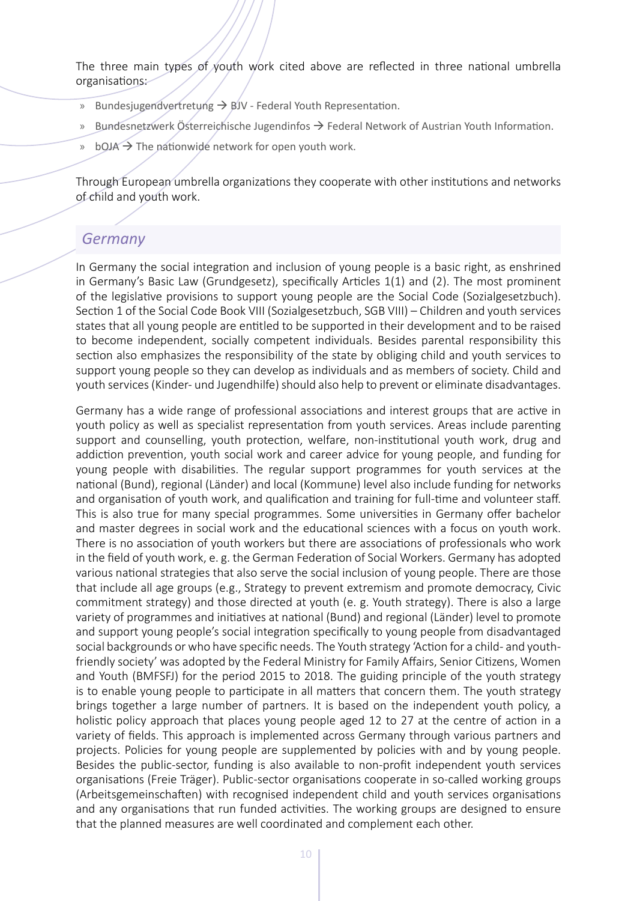The three main types of youth work cited above are reflected in three national umbrella organisations:

- Bundesjugendvertretung → BJV - Federal Youth Representation.
- Bundesnetzwerk Österreichische Jugendinfos → Federal Network of Austrian Youth Information.
- bOJA → The nationwide network for open youth work.

Through European umbrella organizations they cooperate with other institutions and networks of child and youth work.

## *Germany*

In Germany the social integration and inclusion of young people is a basic right, as enshrined in Germany's Basic Law (Grundgesetz), specifically Articles 1(1) and (2). The most prominent of the legislative provisions to support young people are the Social Code (Sozialgesetzbuch). Section 1 of the Social Code Book VIII (Sozialgesetzbuch, SGB VIII) – Children and youth services states that all young people are entitled to be supported in their development and to be raised to become independent, socially competent individuals. Besides parental responsibility this section also emphasizes the responsibility of the state by obliging child and youth services to support young people so they can develop as individuals and as members of society. Child and youth services (Kinder- und Jugendhilfe) should also help to prevent or eliminate disadvantages.

Germany has a wide range of professional associations and interest groups that are active in youth policy as well as specialist representation from youth services. Areas include parenting support and counselling, youth protection, welfare, non-institutional youth work, drug and addiction prevention, youth social work and career advice for young people, and funding for young people with disabilities. The regular support programmes for youth services at the national (Bund), regional (Länder) and local (Kommune) level also include funding for networks and organisation of youth work, and qualification and training for full-time and volunteer staff. This is also true for many special programmes. Some universities in Germany offer bachelor and master degrees in social work and the educational sciences with a focus on youth work. There is no association of youth workers but there are associations of professionals who work in the field of youth work, e. g. the German Federation of Social Workers. Germany has adopted various national strategies that also serve the social inclusion of young people. There are those that include all age groups (e.g., Strategy to prevent extremism and promote democracy, Civic commitment strategy) and those directed at youth (e. g. Youth strategy). There is also a large variety of programmes and initiatives at national (Bund) and regional (Länder) level to promote and support young people's social integration specifically to young people from disadvantaged social backgrounds or who have specific needs. The Youth strategy 'Action for a child- and youth-friendly society' was adopted by the Federal Ministry for Family Affairs, Senior Citizens, Women and Youth (BMFSFJ) for the period 2015 to 2018. The guiding principle of the youth strategy is to enable young people to participate in all matters that concern them. The youth strategy brings together a large number of partners. It is based on the independent youth policy, a holistic policy approach that places young people aged 12 to 27 at the centre of action in a variety of fields. This approach is implemented across Germany through various partners and projects. Policies for young people are supplemented by policies with and by young people. Besides the public-sector, funding is also available to non-profit independent youth services organisations (Freie Träger). Public-sector organisations cooperate in so-called working groups (Arbeitsgemeinschaften) with recognised independent child and youth services organisations and any organisations that run funded activities. The working groups are designed to ensure that the planned measures are well coordinated and complement each other.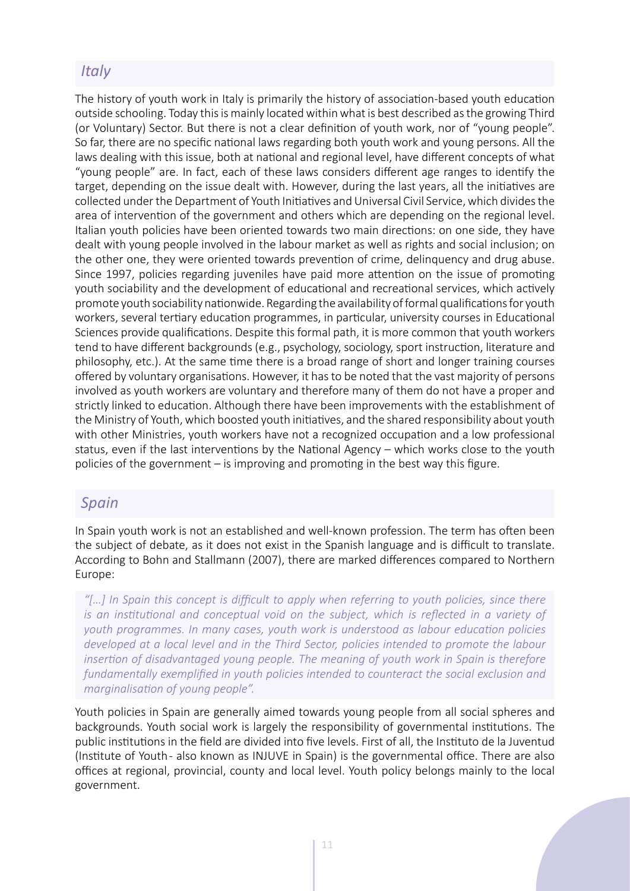## *Italy*

The history of youth work in Italy is primarily the history of association-based youth education outside schooling. Today this is mainly located within what is best described as the growing Third (or Voluntary) Sector. But there is not a clear definition of youth work, nor of "young people". So far, there are no specific national laws regarding both youth work and young persons. All the laws dealing with this issue, both at national and regional level, have different concepts of what "young people" are. In fact, each of these laws considers different age ranges to identify the target, depending on the issue dealt with. However, during the last years, all the initiatives are collected under the Department of Youth Initiatives and Universal Civil Service, which divides the area of intervention of the government and others which are depending on the regional level. Italian youth policies have been oriented towards two main directions: on one side, they have dealt with young people involved in the labour market as well as rights and social inclusion; on the other one, they were oriented towards prevention of crime, delinquency and drug abuse. Since 1997, policies regarding juveniles have paid more attention on the issue of promoting youth sociability and the development of educational and recreational services, which actively promote youth sociability nationwide. Regarding the availability of formal qualifications for youth workers, several tertiary education programmes, in particular, university courses in Educational Sciences provide qualifications. Despite this formal path, it is more common that youth workers tend to have different backgrounds (e.g., psychology, sociology, sport instruction, literature and philosophy, etc.). At the same time there is a broad range of short and longer training courses offered by voluntary organisations. However, it has to be noted that the vast majority of persons involved as youth workers are voluntary and therefore many of them do not have a proper and strictly linked to education. Although there have been improvements with the establishment of the Ministry of Youth, which boosted youth initiatives, and the shared responsibility about youth with other Ministries, youth workers have not a recognized occupation and a low professional status, even if the last interventions by the National Agency – which works close to the youth policies of the government – is improving and promoting in the best way this figure.

## *Spain*

In Spain youth work is not an established and well-known profession. The term has often been the subject of debate, as it does not exist in the Spanish language and is difficult to translate. According to Bohn and Stallmann (2007), there are marked differences compared to Northern Europe:

> *"[...] In Spain this concept is difficult to apply when referring to youth policies, since there is an institutional and conceptual void on the subject, which is reflected in a variety of youth programmes. In many cases, youth work is understood as labour education policies developed at a local level and in the Third Sector, policies intended to promote the labour insertion of disadvantaged young people. The meaning of youth work in Spain is therefore fundamentally exemplified in youth policies intended to counteract the social exclusion and marginalisation of young people".*

Youth policies in Spain are generally aimed towards young people from all social spheres and backgrounds. Youth social work is largely the responsibility of governmental institutions. The public institutions in the field are divided into five levels. First of all, the Instituto de la Juventud (Institute of Youth- also known as INJUVE in Spain) is the governmental office. There are also offices at regional, provincial, county and local level. Youth policy belongs mainly to the local government.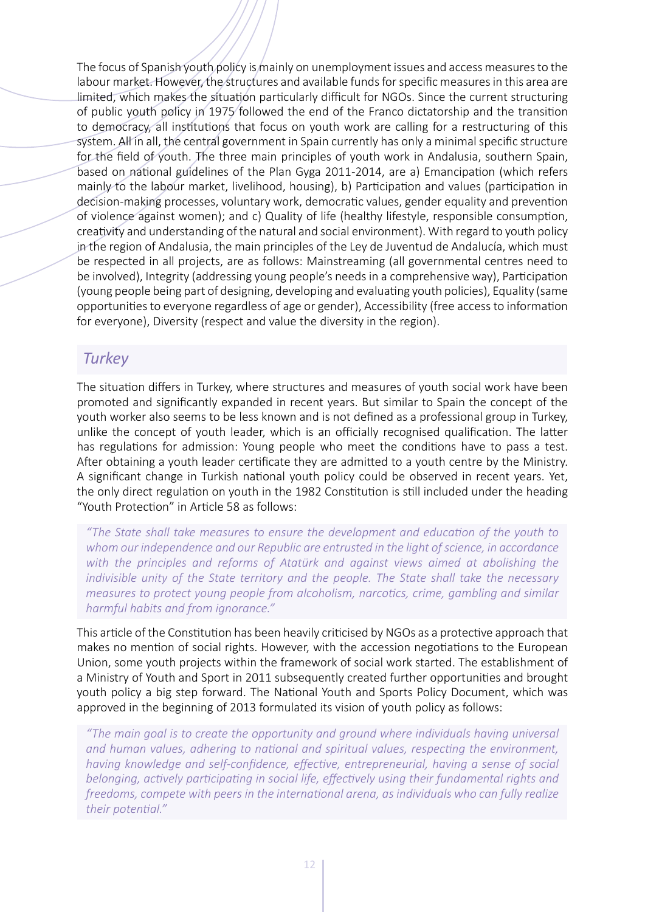The focus of Spanish youth policy is mainly on unemployment issues and access measures to the labour market. However, the structures and available funds for specific measures in this area are limited, which makes the situation particularly difficult for NGOs. Since the current structuring of public youth policy in 1975 followed the end of the Franco dictatorship and the transition to democracy, all institutions that focus on youth work are calling for a restructuring of this system. All in all, the central government in Spain currently has only a minimal specific structure for the field of youth. The three main principles of youth work in Andalusia, southern Spain, based on national guidelines of the Plan Gyga 2011-2014, are a) Emancipation (which refers mainly to the labour market, livelihood, housing), b) Participation and values (participation in decision-making processes, voluntary work, democratic values, gender equality and prevention of violence against women); and c) Quality of life (healthy lifestyle, responsible consumption, creativity and understanding of the natural and social environment). With regard to youth policy in the region of Andalusia, the main principles of the Ley de Juventud de Andalucía, which must be respected in all projects, are as follows: Mainstreaming (all governmental centres need to be involved), Integrity (addressing young people's needs in a comprehensive way), Participation (young people being part of designing, developing and evaluating youth policies), Equality (same opportunities to everyone regardless of age or gender), Accessibility (free access to information for everyone), Diversity (respect and value the diversity in the region).

### *Turkey*

The situation differs in Turkey, where structures and measures of youth social work have been promoted and significantly expanded in recent years. But similar to Spain the concept of the youth worker also seems to be less known and is not defined as a professional group in Turkey, unlike the concept of youth leader, which is an officially recognised qualification. The latter has regulations for admission: Young people who meet the conditions have to pass a test. After obtaining a youth leader certificate they are admitted to a youth centre by the Ministry. A significant change in Turkish national youth policy could be observed in recent years. Yet, the only direct regulation on youth in the 1982 Constitution is still included under the heading "Youth Protection" in Article 58 as follows:

> *"The State shall take measures to ensure the development and education of the youth to whom our independence and our Republic are entrusted in the light of science, in accordance with the principles and reforms of Atatürk and against views aimed at abolishing the indivisible unity of the State territory and the people. The State shall take the necessary measures to protect young people from alcoholism, narcotics, crime, gambling and similar harmful habits and from ignorance."*

This article of the Constitution has been heavily criticised by NGOs as a protective approach that makes no mention of social rights. However, with the accession negotiations to the European Union, some youth projects within the framework of social work started. The establishment of a Ministry of Youth and Sport in 2011 subsequently created further opportunities and brought youth policy a big step forward. The National Youth and Sports Policy Document, which was approved in the beginning of 2013 formulated its vision of youth policy as follows:

> *"The main goal is to create the opportunity and ground where individuals having universal and human values, adhering to national and spiritual values, respecting the environment, having knowledge and self-confidence, effective, entrepreneurial, having a sense of social belonging, actively participating in social life, effectively using their fundamental rights and freedoms, compete with peers in the international arena, as individuals who can fully realize their potential."*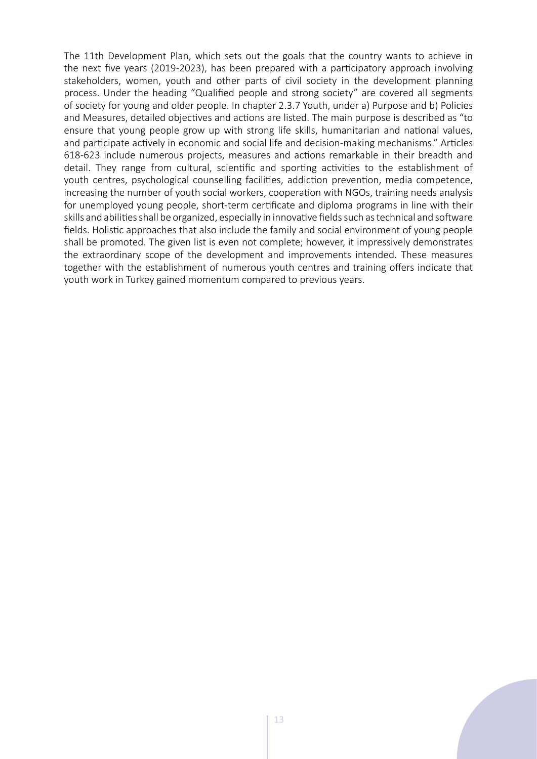The 11th Development Plan, which sets out the goals that the country wants to achieve in the next five years (2019-2023), has been prepared with a participatory approach involving stakeholders, women, youth and other parts of civil society in the development planning process. Under the heading "Qualified people and strong society" are covered all segments of society for young and older people. In chapter 2.3.7 Youth, under a) Purpose and b) Policies and Measures, detailed objectives and actions are listed. The main purpose is described as "to ensure that young people grow up with strong life skills, humanitarian and national values, and participate actively in economic and social life and decision-making mechanisms." Articles 618-623 include numerous projects, measures and actions remarkable in their breadth and detail. They range from cultural, scientific and sporting activities to the establishment of youth centres, psychological counselling facilities, addiction prevention, media competence, increasing the number of youth social workers, cooperation with NGOs, training needs analysis for unemployed young people, short-term certificate and diploma programs in line with their skills and abilities shall be organized, especially in innovative fields such as technical and software fields. Holistic approaches that also include the family and social environment of young people shall be promoted. The given list is even not complete; however, it impressively demonstrates the extraordinary scope of the development and improvements intended. These measures together with the establishment of numerous youth centres and training offers indicate that youth work in Turkey gained momentum compared to previous years.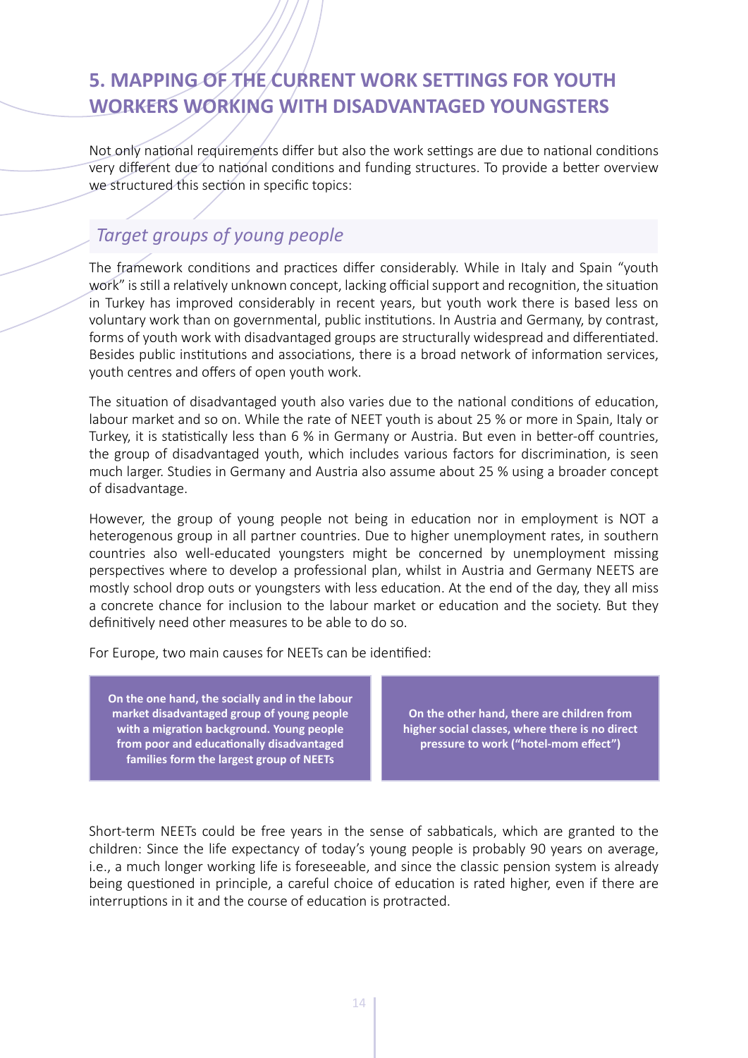## 5. MAPPING OF THE CURRENT WORK SETTINGS FOR YOUTH WORKERS WORKING WITH DISADVANTAGED YOUNGSTERS

Not only national requirements differ but also the work settings are due to national conditions very different due to national conditions and funding structures. To provide a better overview we structured this section in specific topics:

### *Target groups of young people*

The framework conditions and practices differ considerably. While in Italy and Spain "youth work" is still a relatively unknown concept, lacking official support and recognition, the situation in Turkey has improved considerably in recent years, but youth work there is based less on voluntary work than on governmental, public institutions. In Austria and Germany, by contrast, forms of youth work with disadvantaged groups are structurally widespread and differentiated. Besides public institutions and associations, there is a broad network of information services, youth centres and offers of open youth work.

The situation of disadvantaged youth also varies due to the national conditions of education, labour market and so on. While the rate of NEET youth is about 25 % or more in Spain, Italy or Turkey, it is statistically less than 6 % in Germany or Austria. But even in better-off countries, the group of disadvantaged youth, which includes various factors for discrimination, is seen much larger. Studies in Germany and Austria also assume about 25 % using a broader concept of disadvantage.

However, the group of young people not being in education nor in employment is NOT a heterogenous group in all partner countries. Due to higher unemployment rates, in southern countries also well-educated youngsters might be concerned by unemployment missing perspectives where to develop a professional plan, whilst in Austria and Germany NEETS are mostly school drop outs or youngsters with less education. At the end of the day, they all miss a concrete chance for inclusion to the labour market or education and the society. But they definitively need other measures to be able to do so.

For Europe, two main causes for NEETs can be identified:

**On the one hand, the socially and in the labour market disadvantaged group of young people with a migration background. Young people from poor and educationally disadvantaged families form the largest group of NEETs**

**On the other hand, there are children from higher social classes, where there is no direct pressure to work ("hotel-mom effect")**

Short-term NEETs could be free years in the sense of sabbaticals, which are granted to the children: Since the life expectancy of today's young people is probably 90 years on average, i.e., a much longer working life is foreseeable, and since the classic pension system is already being questioned in principle, a careful choice of education is rated higher, even if there are interruptions in it and the course of education is protracted.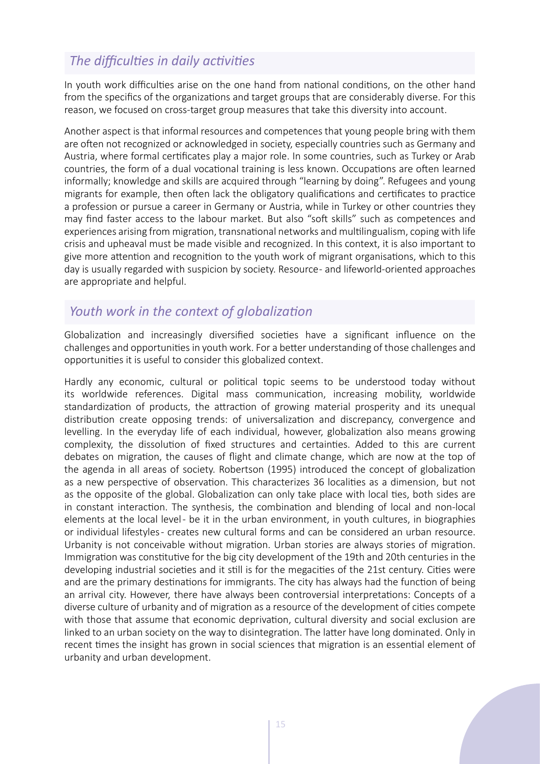## *The difficulties in daily activities*

In youth work difficulties arise on the one hand from national conditions, on the other hand from the specifics of the organizations and target groups that are considerably diverse. For this reason, we focused on cross-target group measures that take this diversity into account.

Another aspect is that informal resources and competences that young people bring with them are often not recognized or acknowledged in society, especially countries such as Germany and Austria, where formal certificates play a major role. In some countries, such as Turkey or Arab countries, the form of a dual vocational training is less known. Occupations are often learned informally; knowledge and skills are acquired through "learning by doing". Refugees and young migrants for example, then often lack the obligatory qualifications and certificates to practice a profession or pursue a career in Germany or Austria, while in Turkey or other countries they may find faster access to the labour market. But also "soft skills" such as competences and experiences arising from migration, transnational networks and multilingualism, coping with life crisis and upheaval must be made visible and recognized. In this context, it is also important to give more attention and recognition to the youth work of migrant organisations, which to this day is usually regarded with suspicion by society. Resource- and lifeworld-oriented approaches are appropriate and helpful.

## *Youth work in the context of globalization*

Globalization and increasingly diversified societies have a significant influence on the challenges and opportunities in youth work. For a better understanding of those challenges and opportunities it is useful to consider this globalized context.

Hardly any economic, cultural or political topic seems to be understood today without its worldwide references. Digital mass communication, increasing mobility, worldwide standardization of products, the attraction of growing material prosperity and its unequal distribution create opposing trends: of universalization and discrepancy, convergence and levelling. In the everyday life of each individual, however, globalization also means growing complexity, the dissolution of fixed structures and certainties. Added to this are current debates on migration, the causes of flight and climate change, which are now at the top of the agenda in all areas of society. Robertson (1995) introduced the concept of globalization as a new perspective of observation. This characterizes 36 localities as a dimension, but not as the opposite of the global. Globalization can only take place with local ties, both sides are in constant interaction. The synthesis, the combination and blending of local and non-local elements at the local level - be it in the urban environment, in youth cultures, in biographies or individual lifestyles - creates new cultural forms and can be considered an urban resource. Urbanity is not conceivable without migration. Urban stories are always stories of migration. Immigration was constitutive for the big city development of the 19th and 20th centuries in the developing industrial societies and it still is for the megacities of the 21st century. Cities were and are the primary destinations for immigrants. The city has always had the function of being an arrival city. However, there have always been controversial interpretations: Concepts of a diverse culture of urbanity and of migration as a resource of the development of cities compete with those that assume that economic deprivation, cultural diversity and social exclusion are linked to an urban society on the way to disintegration. The latter have long dominated. Only in recent times the insight has grown in social sciences that migration is an essential element of urbanity and urban development.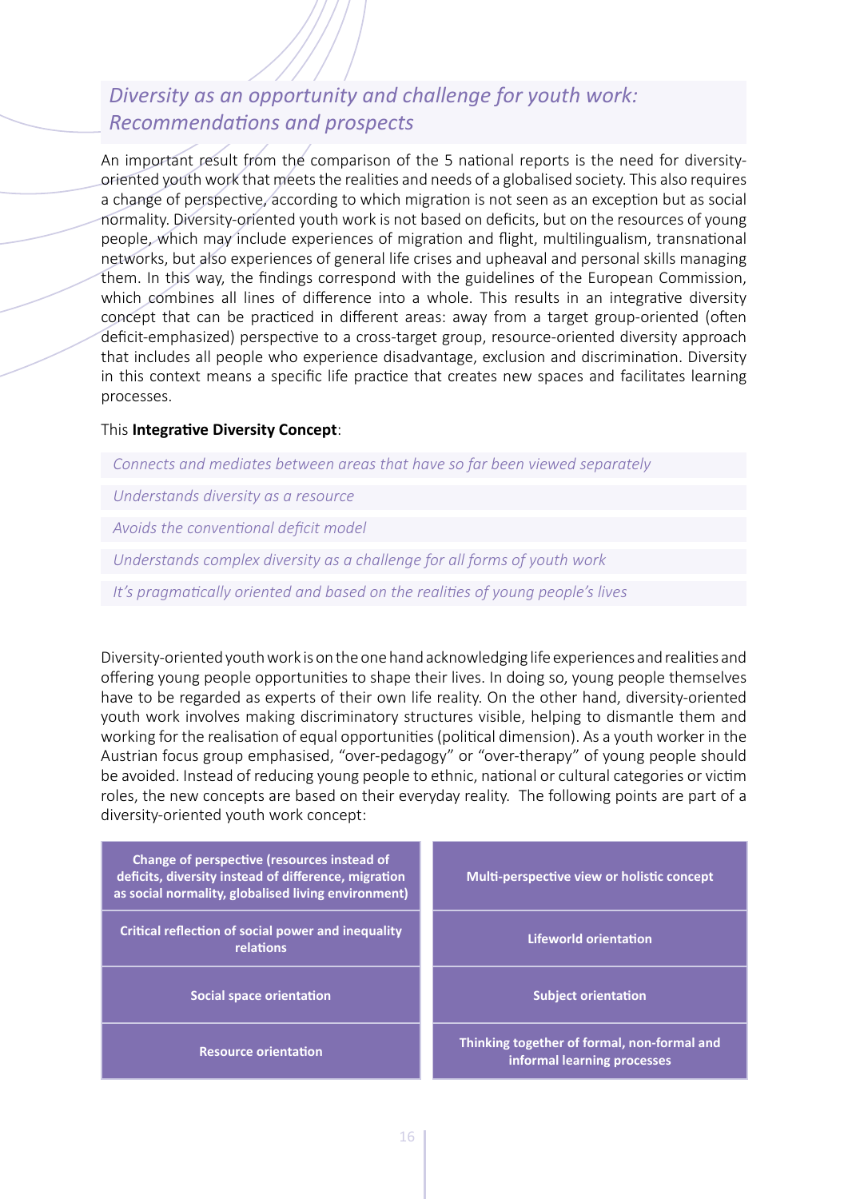## *Diversity as an opportunity and challenge for youth work: Recommendations and prospects*

An important result from the comparison of the 5 national reports is the need for diversity-oriented youth work that meets the realities and needs of a globalised society. This also requires a change of perspective, according to which migration is not seen as an exception but as social normality. Diversity-oriented youth work is not based on deficits, but on the resources of young people, which may include experiences of migration and flight, multilingualism, transnational networks, but also experiences of general life crises and upheaval and personal skills managing them. In this way, the findings correspond with the guidelines of the European Commission, which combines all lines of difference into a whole. This results in an integrative diversity concept that can be practiced in different areas: away from a target group-oriented (often deficit-emphasized) perspective to a cross-target group, resource-oriented diversity approach that includes all people who experience disadvantage, exclusion and discrimination. Diversity in this context means a specific life practice that creates new spaces and facilitates learning processes.

This **Integrative Diversity Concept**:

- *Connects and mediates between areas that have so far been viewed separately*
- *Understands diversity as a resource*
- *Avoids the conventional deficit model*
- *Understands complex diversity as a challenge for all forms of youth work*
- *It's pragmatically oriented and based on the realities of young people's lives*

Diversity-oriented youth work is on the one hand acknowledging life experiences and realities and offering young people opportunities to shape their lives. In doing so, young people themselves have to be regarded as experts of their own life reality. On the other hand, diversity-oriented youth work involves making discriminatory structures visible, helping to dismantle them and working for the realisation of equal opportunities (political dimension). As a youth worker in the Austrian focus group emphasised, "over-pedagogy" or "over-therapy" of young people should be avoided. Instead of reducing young people to ethnic, national or cultural categories or victim roles, the new concepts are based on their everyday reality. The following points are part of a diversity-oriented youth work concept:

| | |
|---|---|
| **Change of perspective (resources instead of deficits, diversity instead of difference, migration as social normality, globalised living environment)** | **Multi-perspective view or holistic concept** |
| **Critical reflection of social power and inequality relations** | **Lifeworld orientation** |
| **Social space orientation** | **Subject orientation** |
| **Resource orientation** | **Thinking together of formal, non-formal and informal learning processes** |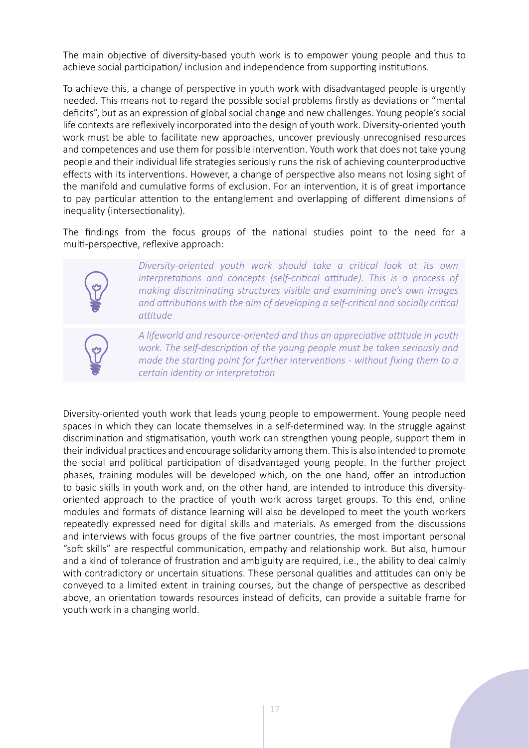The main objective of diversity-based youth work is to empower young people and thus to achieve social participation/ inclusion and independence from supporting institutions.

To achieve this, a change of perspective in youth work with disadvantaged people is urgently needed. This means not to regard the possible social problems firstly as deviations or "mental deficits", but as an expression of global social change and new challenges. Young people's social life contexts are reflexively incorporated into the design of youth work. Diversity-oriented youth work must be able to facilitate new approaches, uncover previously unrecognised resources and competences and use them for possible intervention. Youth work that does not take young people and their individual life strategies seriously runs the risk of achieving counterproductive effects with its interventions. However, a change of perspective also means not losing sight of the manifold and cumulative forms of exclusion. For an intervention, it is of great importance to pay particular attention to the entanglement and overlapping of different dimensions of inequality (intersectionality).

The findings from the focus groups of the national studies point to the need for a multi-perspective, reflexive approach:

> *Diversity-oriented youth work should take a critical look at its own interpretations and concepts (self-critical attitude). This is a process of making discriminating structures visible and examining one's own images and attributions with the aim of developing a self-critical and socially critical attitude*

> *A lifeworld and resource-oriented and thus an appreciative attitude in youth work. The self-description of the young people must be taken seriously and made the starting point for further interventions - without fixing them to a certain identity or interpretation*

Diversity-oriented youth work that leads young people to empowerment. Young people need spaces in which they can locate themselves in a self-determined way. In the struggle against discrimination and stigmatisation, youth work can strengthen young people, support them in their individual practices and encourage solidarity among them. This is also intended to promote the social and political participation of disadvantaged young people. In the further project phases, training modules will be developed which, on the one hand, offer an introduction to basic skills in youth work and, on the other hand, are intended to introduce this diversity-oriented approach to the practice of youth work across target groups. To this end, online modules and formats of distance learning will also be developed to meet the youth workers repeatedly expressed need for digital skills and materials. As emerged from the discussions and interviews with focus groups of the five partner countries, the most important personal "soft skills" are respectful communication, empathy and relationship work. But also, humour and a kind of tolerance of frustration and ambiguity are required, i.e., the ability to deal calmly with contradictory or uncertain situations. These personal qualities and attitudes can only be conveyed to a limited extent in training courses, but the change of perspective as described above, an orientation towards resources instead of deficits, can provide a suitable frame for youth work in a changing world.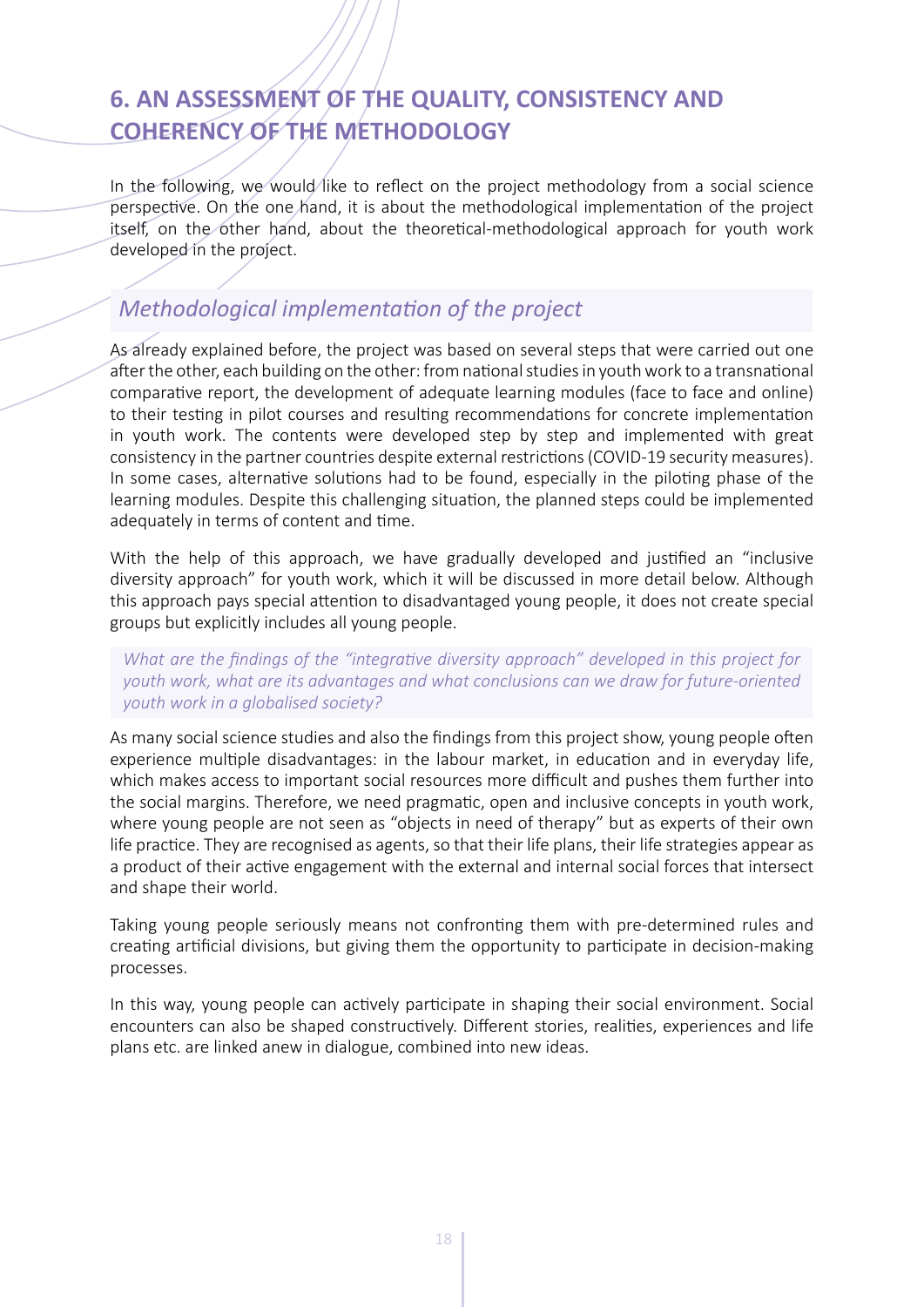## 6. AN ASSESSMENT OF THE QUALITY, CONSISTENCY AND COHERENCY OF THE METHODOLOGY

In the following, we would like to reflect on the project methodology from a social science perspective. On the one hand, it is about the methodological implementation of the project itself, on the other hand, about the theoretical-methodological approach for youth work developed in the project.

### *Methodological implementation of the project*

As already explained before, the project was based on several steps that were carried out one after the other, each building on the other: from national studies in youth work to a transnational comparative report, the development of adequate learning modules (face to face and online) to their testing in pilot courses and resulting recommendations for concrete implementation in youth work. The contents were developed step by step and implemented with great consistency in the partner countries despite external restrictions (COVID-19 security measures). In some cases, alternative solutions had to be found, especially in the piloting phase of the learning modules. Despite this challenging situation, the planned steps could be implemented adequately in terms of content and time.

With the help of this approach, we have gradually developed and justified an "inclusive diversity approach" for youth work, which it will be discussed in more detail below. Although this approach pays special attention to disadvantaged young people, it does not create special groups but explicitly includes all young people.

> *What are the findings of the "integrative diversity approach" developed in this project for youth work, what are its advantages and what conclusions can we draw for future-oriented youth work in a globalised society?*

As many social science studies and also the findings from this project show, young people often experience multiple disadvantages: in the labour market, in education and in everyday life, which makes access to important social resources more difficult and pushes them further into the social margins. Therefore, we need pragmatic, open and inclusive concepts in youth work, where young people are not seen as "objects in need of therapy" but as experts of their own life practice. They are recognised as agents, so that their life plans, their life strategies appear as a product of their active engagement with the external and internal social forces that intersect and shape their world.

Taking young people seriously means not confronting them with pre-determined rules and creating artificial divisions, but giving them the opportunity to participate in decision-making processes.

In this way, young people can actively participate in shaping their social environment. Social encounters can also be shaped constructively. Different stories, realities, experiences and life plans etc. are linked anew in dialogue, combined into new ideas.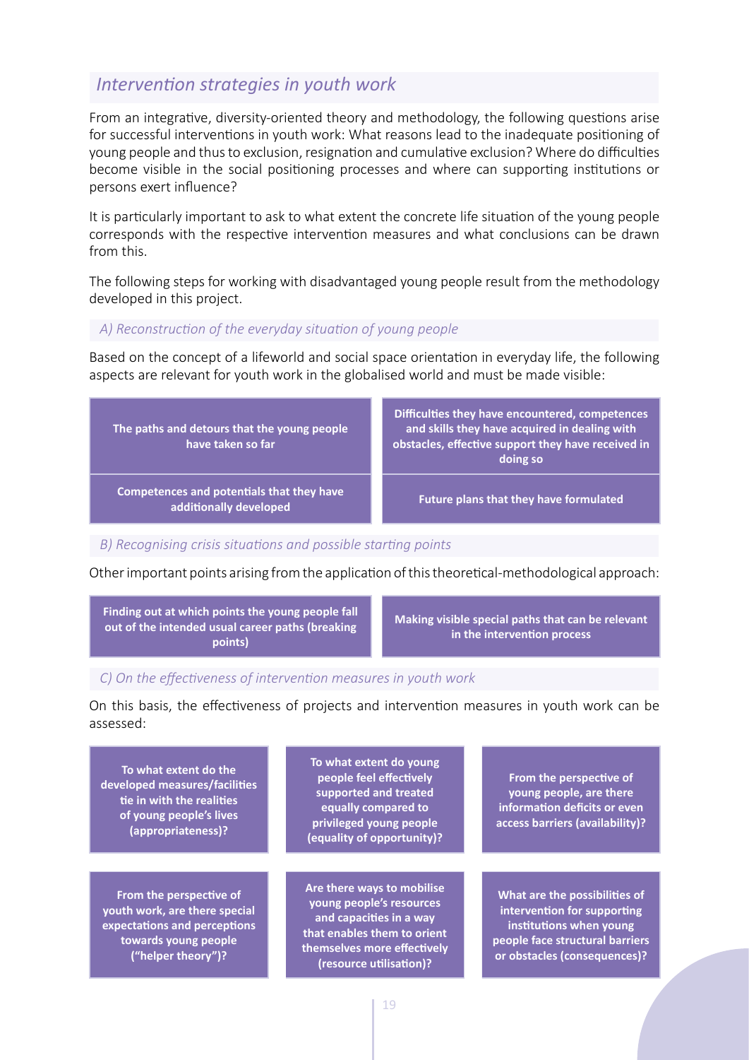## *Intervention strategies in youth work*

From an integrative, diversity-oriented theory and methodology, the following questions arise for successful interventions in youth work: What reasons lead to the inadequate positioning of young people and thus to exclusion, resignation and cumulative exclusion? Where do difficulties become visible in the social positioning processes and where can supporting institutions or persons exert influence?

It is particularly important to ask to what extent the concrete life situation of the young people corresponds with the respective intervention measures and what conclusions can be drawn from this.

The following steps for working with disadvantaged young people result from the methodology developed in this project.

### *A) Reconstruction of the everyday situation of young people*

Based on the concept of a lifeworld and social space orientation in everyday life, the following aspects are relevant for youth work in the globalised world and must be made visible:

- **The paths and detours that the young people have taken so far**
- **Difficulties they have encountered, competences and skills they have acquired in dealing with obstacles, effective support they have received in doing so**
- **Competences and potentials that they have additionally developed**
- **Future plans that they have formulated**

### *B) Recognising crisis situations and possible starting points*

Other important points arising from the application of this theoretical-methodological approach:

- **Finding out at which points the young people fall out of the intended usual career paths (breaking points)**
- **Making visible special paths that can be relevant in the intervention process**

### *C) On the effectiveness of intervention measures in youth work*

On this basis, the effectiveness of projects and intervention measures in youth work can be assessed:

- **To what extent do the developed measures/facilities tie in with the realities of young people's lives (appropriateness)?**
- **To what extent do young people feel effectively supported and treated equally compared to privileged young people (equality of opportunity)?**
- **From the perspective of young people, are there information deficits or even access barriers (availability)?**
- **From the perspective of youth work, are there special expectations and perceptions towards young people ("helper theory")?**
- **Are there ways to mobilise young people's resources and capacities in a way that enables them to orient themselves more effectively (resource utilisation)?**
- **What are the possibilities of intervention for supporting institutions when young people face structural barriers or obstacles (consequences)?**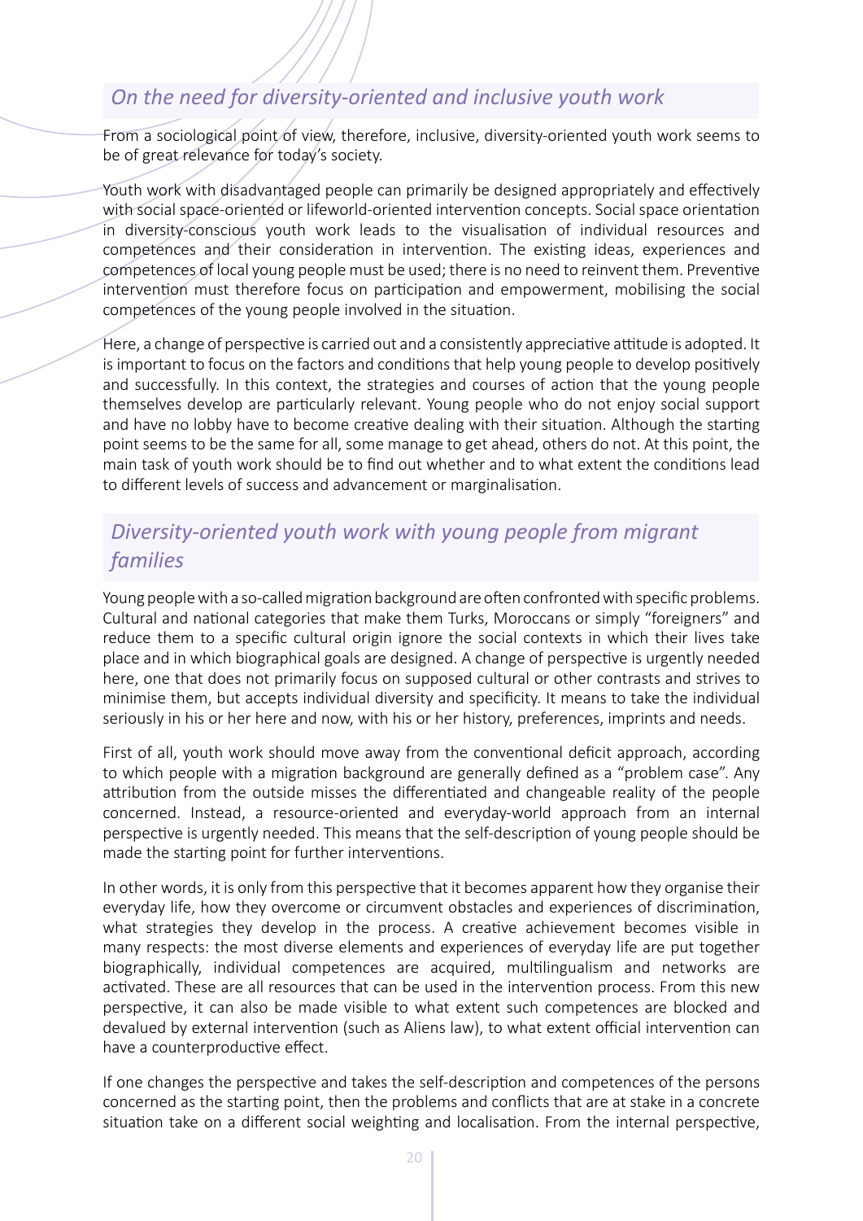## *On the need for diversity-oriented and inclusive youth work*

From a sociological point of view, therefore, inclusive, diversity-oriented youth work seems to be of great relevance for today's society.

Youth work with disadvantaged people can primarily be designed appropriately and effectively with social space-oriented or lifeworld-oriented intervention concepts. Social space orientation in diversity-conscious youth work leads to the visualisation of individual resources and competences and their consideration in intervention. The existing ideas, experiences and competences of local young people must be used; there is no need to reinvent them. Preventive intervention must therefore focus on participation and empowerment, mobilising the social competences of the young people involved in the situation.

Here, a change of perspective is carried out and a consistently appreciative attitude is adopted. It is important to focus on the factors and conditions that help young people to develop positively and successfully. In this context, the strategies and courses of action that the young people themselves develop are particularly relevant. Young people who do not enjoy social support and have no lobby have to become creative dealing with their situation. Although the starting point seems to be the same for all, some manage to get ahead, others do not. At this point, the main task of youth work should be to find out whether and to what extent the conditions lead to different levels of success and advancement or marginalisation.

## *Diversity-oriented youth work with young people from migrant families*

Young people with a so-called migration background are often confronted with specific problems. Cultural and national categories that make them Turks, Moroccans or simply "foreigners" and reduce them to a specific cultural origin ignore the social contexts in which their lives take place and in which biographical goals are designed. A change of perspective is urgently needed here, one that does not primarily focus on supposed cultural or other contrasts and strives to minimise them, but accepts individual diversity and specificity. It means to take the individual seriously in his or her here and now, with his or her history, preferences, imprints and needs.

First of all, youth work should move away from the conventional deficit approach, according to which people with a migration background are generally defined as a "problem case". Any attribution from the outside misses the differentiated and changeable reality of the people concerned. Instead, a resource-oriented and everyday-world approach from an internal perspective is urgently needed. This means that the self-description of young people should be made the starting point for further interventions.

In other words, it is only from this perspective that it becomes apparent how they organise their everyday life, how they overcome or circumvent obstacles and experiences of discrimination, what strategies they develop in the process. A creative achievement becomes visible in many respects: the most diverse elements and experiences of everyday life are put together biographically, individual competences are acquired, multilingualism and networks are activated. These are all resources that can be used in the intervention process. From this new perspective, it can also be made visible to what extent such competences are blocked and devalued by external intervention (such as Aliens law), to what extent official intervention can have a counterproductive effect.

If one changes the perspective and takes the self-description and competences of the persons concerned as the starting point, then the problems and conflicts that are at stake in a concrete situation take on a different social weighting and localisation. From the internal perspective,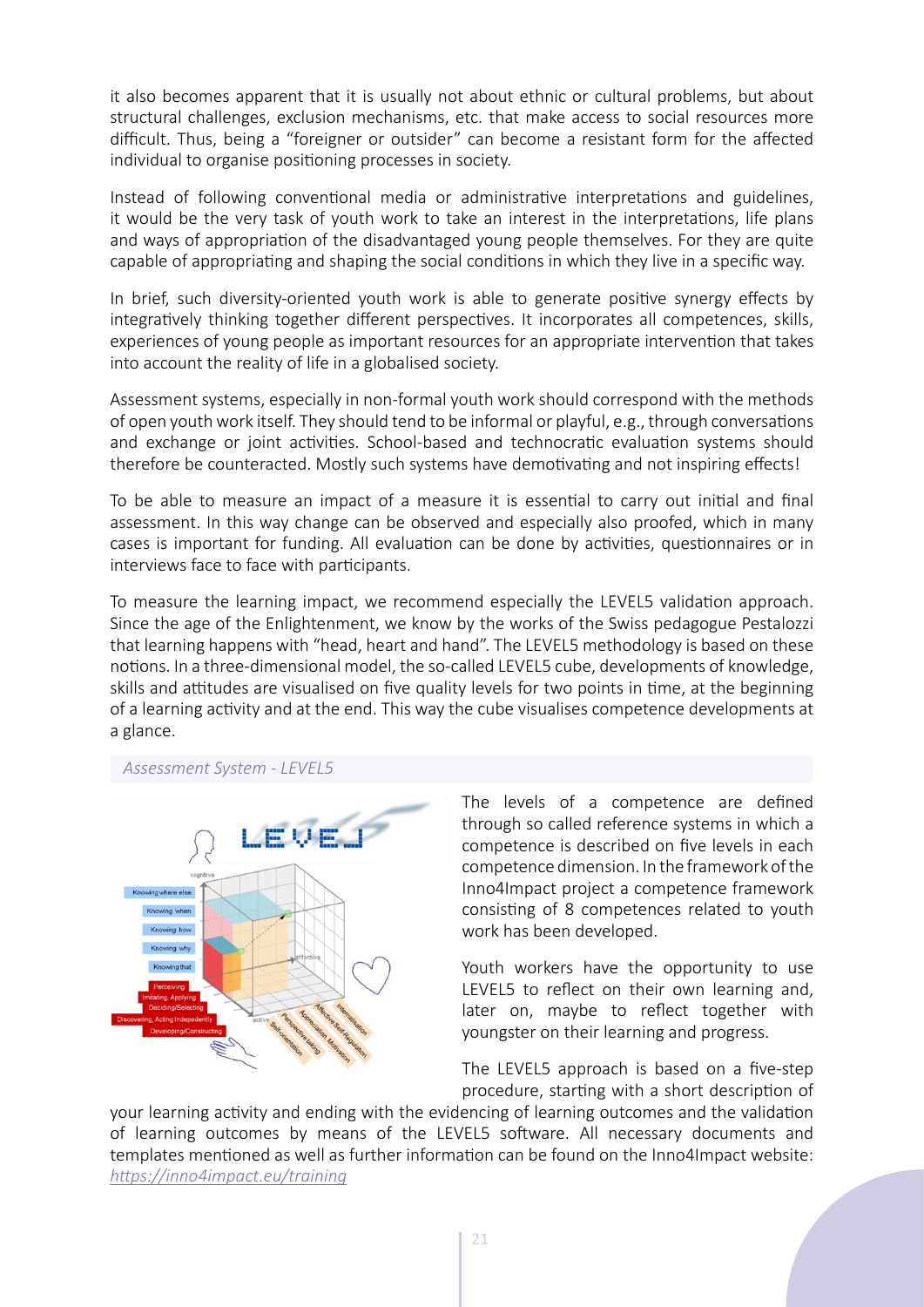it also becomes apparent that it is usually not about ethnic or cultural problems, but about structural challenges, exclusion mechanisms, etc. that make access to social resources more difficult. Thus, being a "foreigner or outsider" can become a resistant form for the affected individual to organise positioning processes in society.

Instead of following conventional media or administrative interpretations and guidelines, it would be the very task of youth work to take an interest in the interpretations, life plans and ways of appropriation of the disadvantaged young people themselves. For they are quite capable of appropriating and shaping the social conditions in which they live in a specific way.

In brief, such diversity-oriented youth work is able to generate positive synergy effects by integratively thinking together different perspectives. It incorporates all competences, skills, experiences of young people as important resources for an appropriate intervention that takes into account the reality of life in a globalised society.

Assessment systems, especially in non-formal youth work should correspond with the methods of open youth work itself. They should tend to be informal or playful, e.g., through conversations and exchange or joint activities. School-based and technocratic evaluation systems should therefore be counteracted. Mostly such systems have demotivating and not inspiring effects!

To be able to measure an impact of a measure it is essential to carry out initial and final assessment. In this way change can be observed and especially also proofed, which in many cases is important for funding. All evaluation can be done by activities, questionnaires or in interviews face to face with participants.

To measure the learning impact, we recommend especially the LEVEL5 validation approach. Since the age of the Enlightenment, we know by the works of the Swiss pedagogue Pestalozzi that learning happens with "head, heart and hand". The LEVEL5 methodology is based on these notions. In a three-dimensional model, the so-called LEVEL5 cube, developments of knowledge, skills and attitudes are visualised on five quality levels for two points in time, at the beginning of a learning activity and at the end. This way the cube visualises competence developments at a glance.

*Assessment System - LEVEL5*

The levels of a competence are defined through so called reference systems in which a competence is described on five levels in each competence dimension. In the framework of the Inno4Impact project a competence framework consisting of 8 competences related to youth work has been developed.

Youth workers have the opportunity to use LEVEL5 to reflect on their own learning and, later on, maybe to reflect together with youngster on their learning and progress.

The LEVEL5 approach is based on a five-step procedure, starting with a short description of your learning activity and ending with the evidencing of learning outcomes and the validation of learning outcomes by means of the LEVEL5 software. All necessary documents and templates mentioned as well as further information can be found on the Inno4Impact website: https://inno4impact.eu/training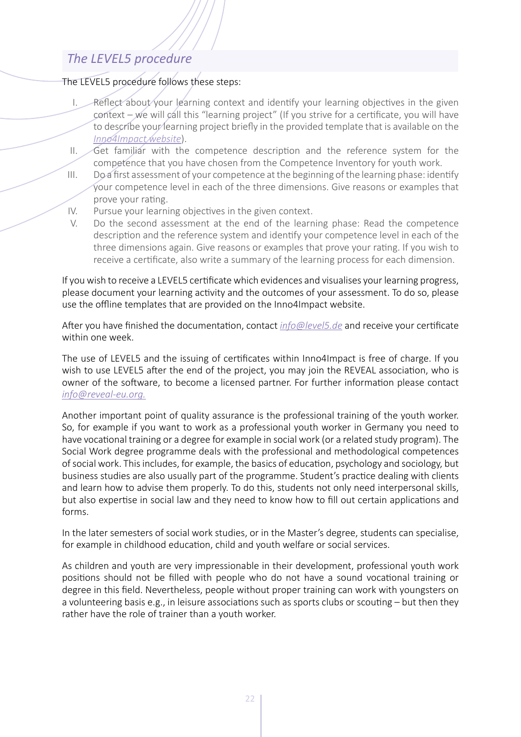## *The LEVEL5 procedure*

The LEVEL5 procedure follows these steps:

I. Reflect about your learning context and identify your learning objectives in the given context – we will call this "learning project" (If you strive for a certificate, you will have to describe your learning project briefly in the provided template that is available on the *Inno4Impact website*).
II. Get familiar with the competence description and the reference system for the competence that you have chosen from the Competence Inventory for youth work.
III. Do a first assessment of your competence at the beginning of the learning phase: identify your competence level in each of the three dimensions. Give reasons or examples that prove your rating.
IV. Pursue your learning objectives in the given context.
V. Do the second assessment at the end of the learning phase: Read the competence description and the reference system and identify your competence level in each of the three dimensions again. Give reasons or examples that prove your rating. If you wish to receive a certificate, also write a summary of the learning process for each dimension.

If you wish to receive a LEVEL5 certificate which evidences and visualises your learning progress, please document your learning activity and the outcomes of your assessment. To do so, please use the offline templates that are provided on the Inno4Impact website.

After you have finished the documentation, contact *info@level5.de* and receive your certificate within one week.

The use of LEVEL5 and the issuing of certificates within Inno4Impact is free of charge. If you wish to use LEVEL5 after the end of the project, you may join the REVEAL association, who is owner of the software, to become a licensed partner. For further information please contact *info@reveal-eu.org.*

Another important point of quality assurance is the professional training of the youth worker. So, for example if you want to work as a professional youth worker in Germany you need to have vocational training or a degree for example in social work (or a related study program). The Social Work degree programme deals with the professional and methodological competences of social work. This includes, for example, the basics of education, psychology and sociology, but business studies are also usually part of the programme. Student's practice dealing with clients and learn how to advise them properly. To do this, students not only need interpersonal skills, but also expertise in social law and they need to know how to fill out certain applications and forms.

In the later semesters of social work studies, or in the Master's degree, students can specialise, for example in childhood education, child and youth welfare or social services.

As children and youth are very impressionable in their development, professional youth work positions should not be filled with people who do not have a sound vocational training or degree in this field. Nevertheless, people without proper training can work with youngsters on a volunteering basis e.g., in leisure associations such as sports clubs or scouting – but then they rather have the role of trainer than a youth worker.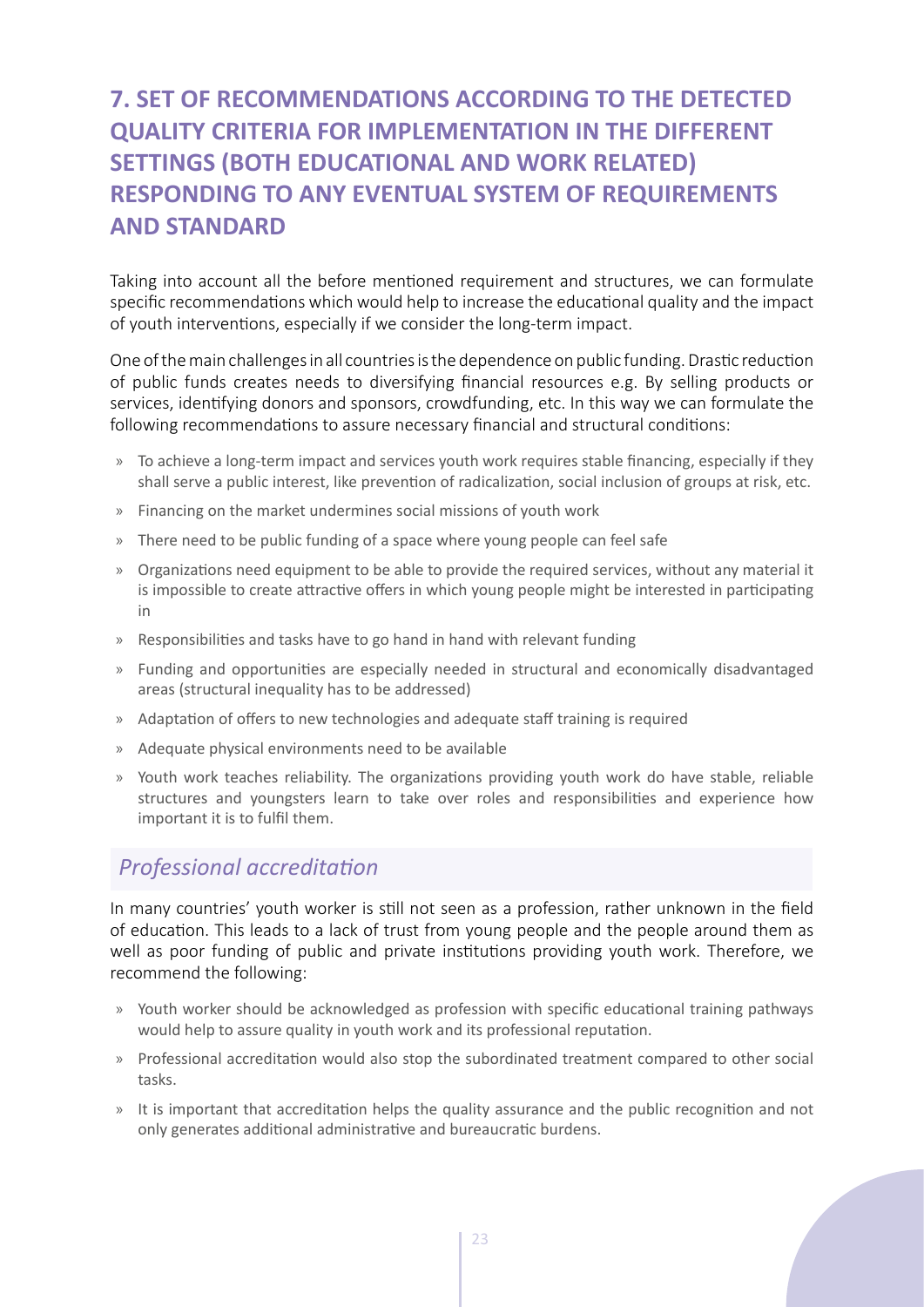## 7. SET OF RECOMMENDATIONS ACCORDING TO THE DETECTED QUALITY CRITERIA FOR IMPLEMENTATION IN THE DIFFERENT SETTINGS (BOTH EDUCATIONAL AND WORK RELATED) RESPONDING TO ANY EVENTUAL SYSTEM OF REQUIREMENTS AND STANDARD

Taking into account all the before mentioned requirement and structures, we can formulate specific recommendations which would help to increase the educational quality and the impact of youth interventions, especially if we consider the long-term impact.

One of the main challenges in all countries is the dependence on public funding. Drastic reduction of public funds creates needs to diversifying financial resources e.g. By selling products or services, identifying donors and sponsors, crowdfunding, etc. In this way we can formulate the following recommendations to assure necessary financial and structural conditions:

- To achieve a long-term impact and services youth work requires stable financing, especially if they shall serve a public interest, like prevention of radicalization, social inclusion of groups at risk, etc.
- Financing on the market undermines social missions of youth work
- There need to be public funding of a space where young people can feel safe
- Organizations need equipment to be able to provide the required services, without any material it is impossible to create attractive offers in which young people might be interested in participating in
- Responsibilities and tasks have to go hand in hand with relevant funding
- Funding and opportunities are especially needed in structural and economically disadvantaged areas (structural inequality has to be addressed)
- Adaptation of offers to new technologies and adequate staff training is required
- Adequate physical environments need to be available
- Youth work teaches reliability. The organizations providing youth work do have stable, reliable structures and youngsters learn to take over roles and responsibilities and experience how important it is to fulfil them.

### *Professional accreditation*

In many countries' youth worker is still not seen as a profession, rather unknown in the field of education. This leads to a lack of trust from young people and the people around them as well as poor funding of public and private institutions providing youth work. Therefore, we recommend the following:

- Youth worker should be acknowledged as profession with specific educational training pathways would help to assure quality in youth work and its professional reputation.
- Professional accreditation would also stop the subordinated treatment compared to other social tasks.
- It is important that accreditation helps the quality assurance and the public recognition and not only generates additional administrative and bureaucratic burdens.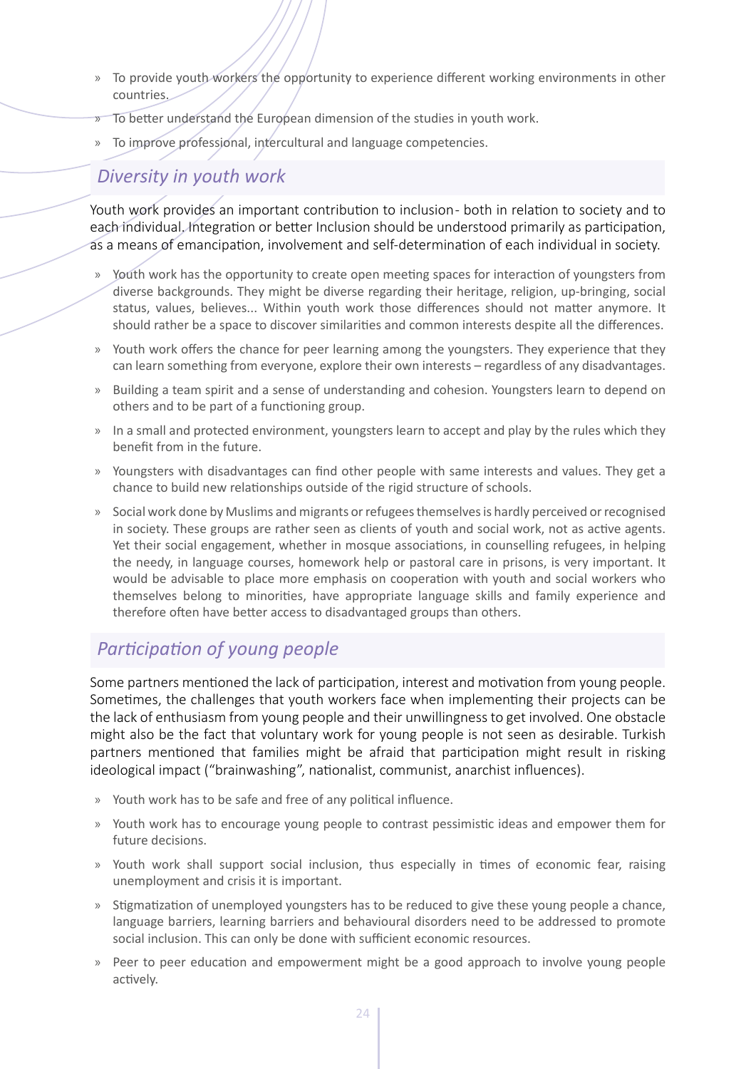- To provide youth workers the opportunity to experience different working environments in other countries.
- To better understand the European dimension of the studies in youth work.
- To improve professional, intercultural and language competencies.

## *Diversity in youth work*

Youth work provides an important contribution to inclusion- both in relation to society and to each individual. Integration or better Inclusion should be understood primarily as participation, as a means of emancipation, involvement and self-determination of each individual in society.

- Youth work has the opportunity to create open meeting spaces for interaction of youngsters from diverse backgrounds. They might be diverse regarding their heritage, religion, up-bringing, social status, values, believes... Within youth work those differences should not matter anymore. It should rather be a space to discover similarities and common interests despite all the differences.
- Youth work offers the chance for peer learning among the youngsters. They experience that they can learn something from everyone, explore their own interests – regardless of any disadvantages.
- Building a team spirit and a sense of understanding and cohesion. Youngsters learn to depend on others and to be part of a functioning group.
- In a small and protected environment, youngsters learn to accept and play by the rules which they benefit from in the future.
- Youngsters with disadvantages can find other people with same interests and values. They get a chance to build new relationships outside of the rigid structure of schools.
- Social work done by Muslims and migrants or refugees themselves is hardly perceived or recognised in society. These groups are rather seen as clients of youth and social work, not as active agents. Yet their social engagement, whether in mosque associations, in counselling refugees, in helping the needy, in language courses, homework help or pastoral care in prisons, is very important. It would be advisable to place more emphasis on cooperation with youth and social workers who themselves belong to minorities, have appropriate language skills and family experience and therefore often have better access to disadvantaged groups than others.

## *Participation of young people*

Some partners mentioned the lack of participation, interest and motivation from young people. Sometimes, the challenges that youth workers face when implementing their projects can be the lack of enthusiasm from young people and their unwillingness to get involved. One obstacle might also be the fact that voluntary work for young people is not seen as desirable. Turkish partners mentioned that families might be afraid that participation might result in risking ideological impact ("brainwashing", nationalist, communist, anarchist influences).

- Youth work has to be safe and free of any political influence.
- Youth work has to encourage young people to contrast pessimistic ideas and empower them for future decisions.
- Youth work shall support social inclusion, thus especially in times of economic fear, raising unemployment and crisis it is important.
- Stigmatization of unemployed youngsters has to be reduced to give these young people a chance, language barriers, learning barriers and behavioural disorders need to be addressed to promote social inclusion. This can only be done with sufficient economic resources.
- Peer to peer education and empowerment might be a good approach to involve young people actively.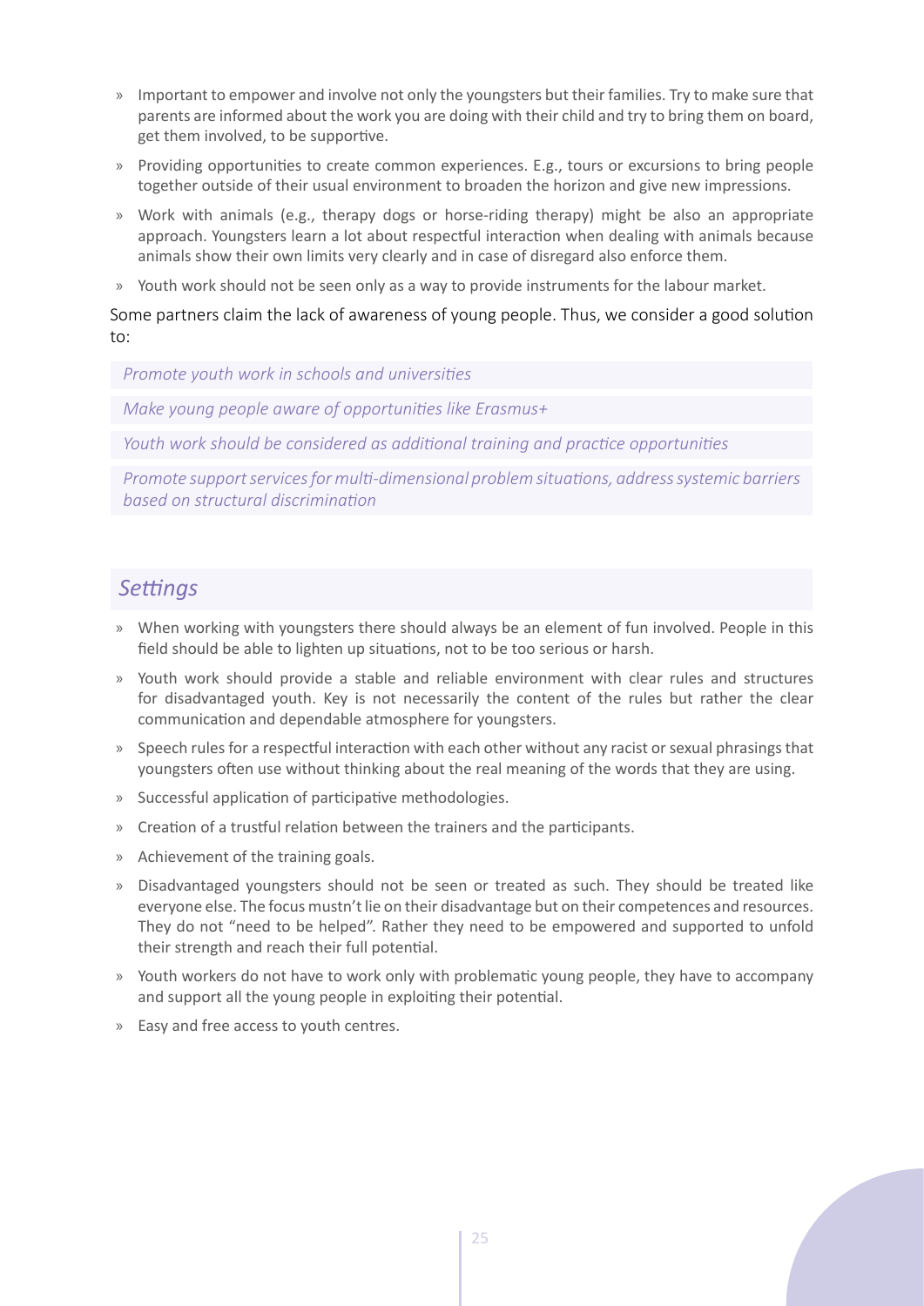- Important to empower and involve not only the youngsters but their families. Try to make sure that parents are informed about the work you are doing with their child and try to bring them on board, get them involved, to be supportive.
- Providing opportunities to create common experiences. E.g., tours or excursions to bring people together outside of their usual environment to broaden the horizon and give new impressions.
- Work with animals (e.g., therapy dogs or horse-riding therapy) might be also an appropriate approach. Youngsters learn a lot about respectful interaction when dealing with animals because animals show their own limits very clearly and in case of disregard also enforce them.
- Youth work should not be seen only as a way to provide instruments for the labour market.

Some partners claim the lack of awareness of young people. Thus, we consider a good solution to:

*Promote youth work in schools and universities*

*Make young people aware of opportunities like Erasmus+*

*Youth work should be considered as additional training and practice opportunities*

*Promote support services for multi-dimensional problem situations, address systemic barriers based on structural discrimination*

## *Settings*

- When working with youngsters there should always be an element of fun involved. People in this field should be able to lighten up situations, not to be too serious or harsh.
- Youth work should provide a stable and reliable environment with clear rules and structures for disadvantaged youth. Key is not necessarily the content of the rules but rather the clear communication and dependable atmosphere for youngsters.
- Speech rules for a respectful interaction with each other without any racist or sexual phrasings that youngsters often use without thinking about the real meaning of the words that they are using.
- Successful application of participative methodologies.
- Creation of a trustful relation between the trainers and the participants.
- Achievement of the training goals.
- Disadvantaged youngsters should not be seen or treated as such. They should be treated like everyone else. The focus mustn't lie on their disadvantage but on their competences and resources. They do not "need to be helped". Rather they need to be empowered and supported to unfold their strength and reach their full potential.
- Youth workers do not have to work only with problematic young people, they have to accompany and support all the young people in exploiting their potential.
- Easy and free access to youth centres.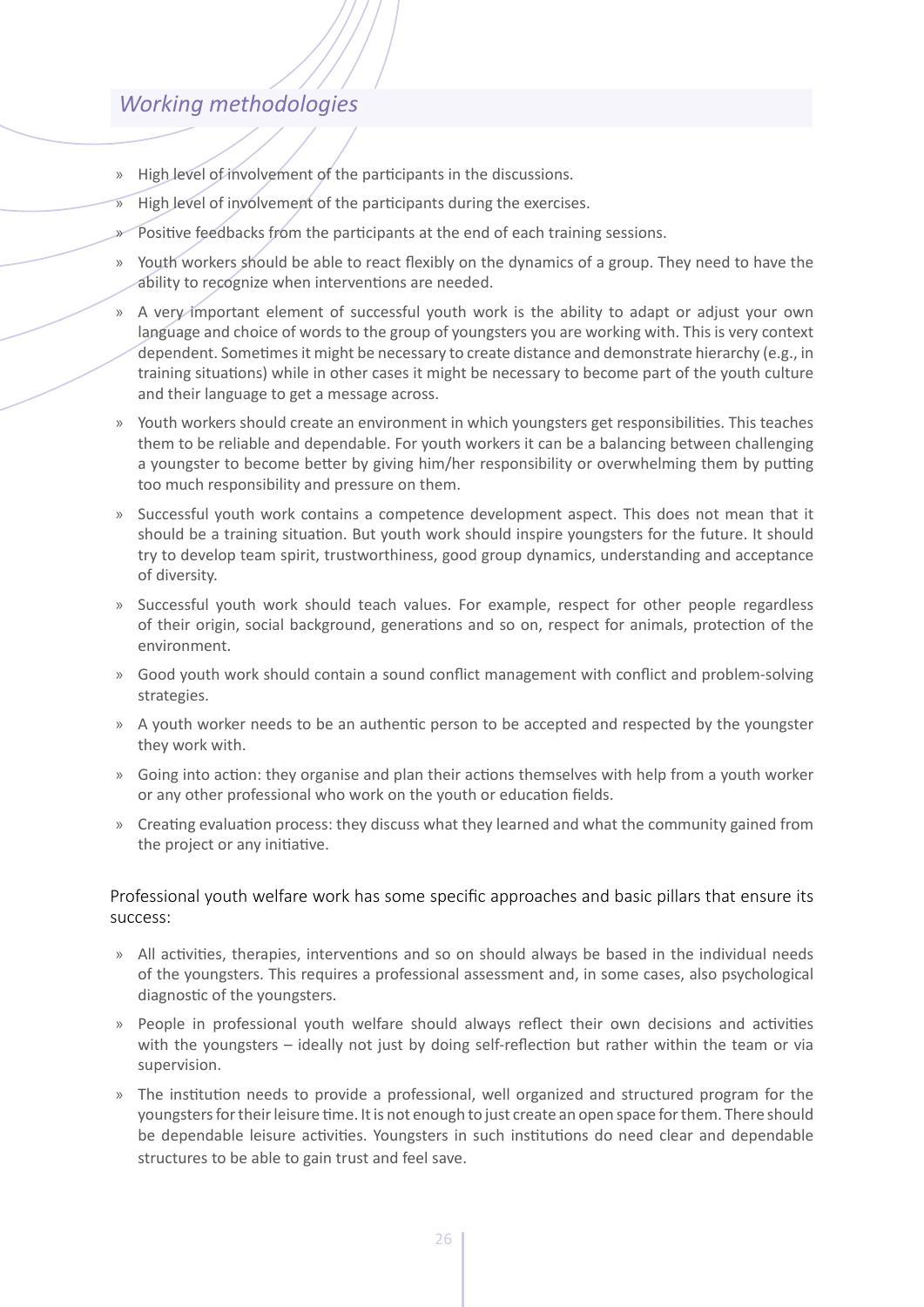## *Working methodologies*

- High level of involvement of the participants in the discussions.
- High level of involvement of the participants during the exercises.
- Positive feedbacks from the participants at the end of each training sessions.
- Youth workers should be able to react flexibly on the dynamics of a group. They need to have the ability to recognize when interventions are needed.
- A very important element of successful youth work is the ability to adapt or adjust your own language and choice of words to the group of youngsters you are working with. This is very context dependent. Sometimes it might be necessary to create distance and demonstrate hierarchy (e.g., in training situations) while in other cases it might be necessary to become part of the youth culture and their language to get a message across.
- Youth workers should create an environment in which youngsters get responsibilities. This teaches them to be reliable and dependable. For youth workers it can be a balancing between challenging a youngster to become better by giving him/her responsibility or overwhelming them by putting too much responsibility and pressure on them.
- Successful youth work contains a competence development aspect. This does not mean that it should be a training situation. But youth work should inspire youngsters for the future. It should try to develop team spirit, trustworthiness, good group dynamics, understanding and acceptance of diversity.
- Successful youth work should teach values. For example, respect for other people regardless of their origin, social background, generations and so on, respect for animals, protection of the environment.
- Good youth work should contain a sound conflict management with conflict and problem-solving strategies.
- A youth worker needs to be an authentic person to be accepted and respected by the youngster they work with.
- Going into action: they organise and plan their actions themselves with help from a youth worker or any other professional who work on the youth or education fields.
- Creating evaluation process: they discuss what they learned and what the community gained from the project or any initiative.

Professional youth welfare work has some specific approaches and basic pillars that ensure its success:

- All activities, therapies, interventions and so on should always be based in the individual needs of the youngsters. This requires a professional assessment and, in some cases, also psychological diagnostic of the youngsters.
- People in professional youth welfare should always reflect their own decisions and activities with the youngsters – ideally not just by doing self-reflection but rather within the team or via supervision.
- The institution needs to provide a professional, well organized and structured program for the youngsters for their leisure time. It is not enough to just create an open space for them. There should be dependable leisure activities. Youngsters in such institutions do need clear and dependable structures to be able to gain trust and feel save.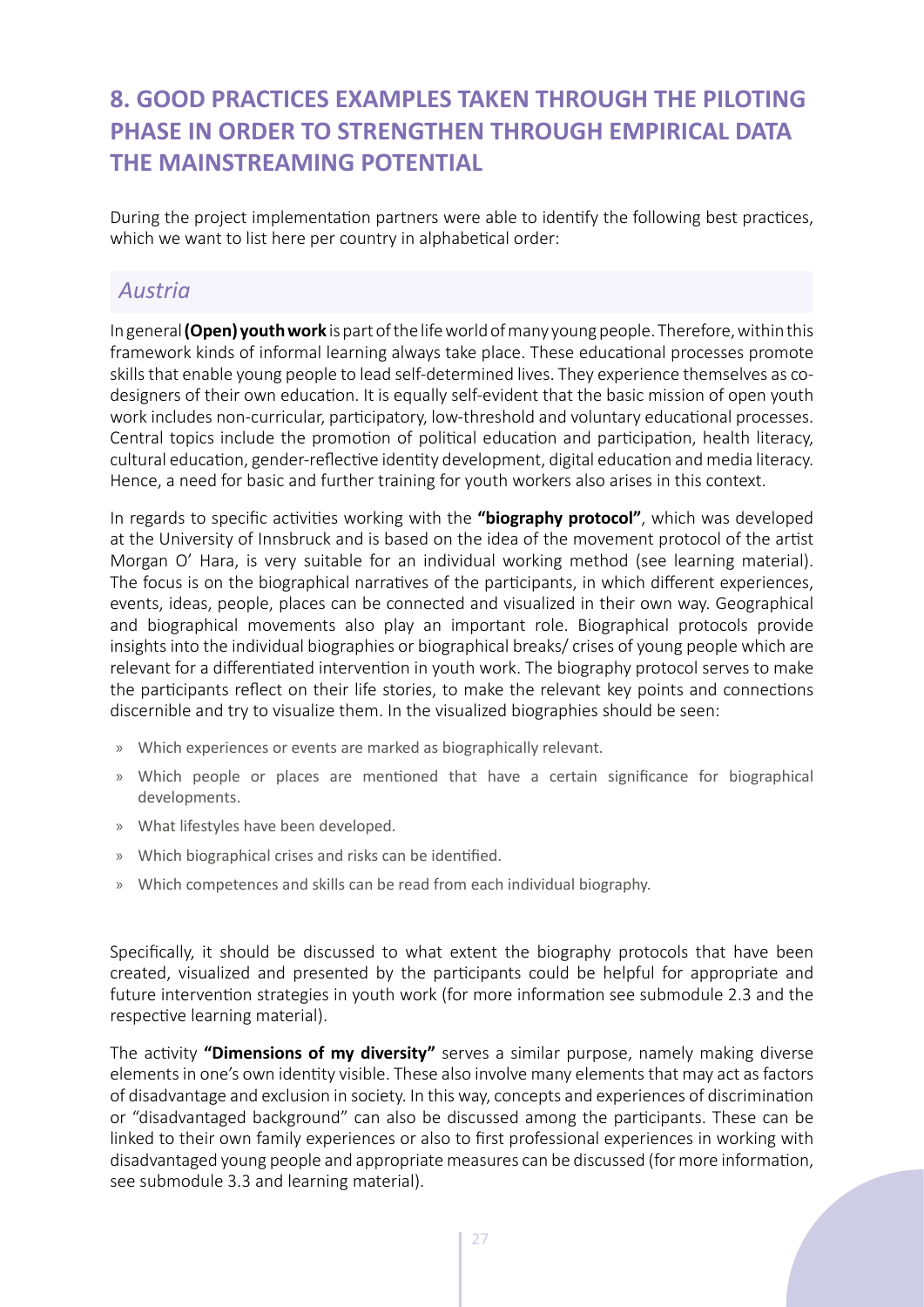# 8. GOOD PRACTICES EXAMPLES TAKEN THROUGH THE PILOTING PHASE IN ORDER TO STRENGTHEN THROUGH EMPIRICAL DATA THE MAINSTREAMING POTENTIAL

During the project implementation partners were able to identify the following best practices, which we want to list here per country in alphabetical order:

## *Austria*

In general **(Open) youth work** is part of the life world of many young people. Therefore, within this framework kinds of informal learning always take place. These educational processes promote skills that enable young people to lead self-determined lives. They experience themselves as co-designers of their own education. It is equally self-evident that the basic mission of open youth work includes non-curricular, participatory, low-threshold and voluntary educational processes. Central topics include the promotion of political education and participation, health literacy, cultural education, gender-reflective identity development, digital education and media literacy. Hence, a need for basic and further training for youth workers also arises in this context.

In regards to specific activities working with the **"biography protocol"**, which was developed at the University of Innsbruck and is based on the idea of the movement protocol of the artist Morgan O' Hara, is very suitable for an individual working method (see learning material). The focus is on the biographical narratives of the participants, in which different experiences, events, ideas, people, places can be connected and visualized in their own way. Geographical and biographical movements also play an important role. Biographical protocols provide insights into the individual biographies or biographical breaks/ crises of young people which are relevant for a differentiated intervention in youth work. The biography protocol serves to make the participants reflect on their life stories, to make the relevant key points and connections discernible and try to visualize them. In the visualized biographies should be seen:

- Which experiences or events are marked as biographically relevant.
- Which people or places are mentioned that have a certain significance for biographical developments.
- What lifestyles have been developed.
- Which biographical crises and risks can be identified.
- Which competences and skills can be read from each individual biography.

Specifically, it should be discussed to what extent the biography protocols that have been created, visualized and presented by the participants could be helpful for appropriate and future intervention strategies in youth work (for more information see submodule 2.3 and the respective learning material).

The activity **"Dimensions of my diversity"** serves a similar purpose, namely making diverse elements in one's own identity visible. These also involve many elements that may act as factors of disadvantage and exclusion in society. In this way, concepts and experiences of discrimination or "disadvantaged background" can also be discussed among the participants. These can be linked to their own family experiences or also to first professional experiences in working with disadvantaged young people and appropriate measures can be discussed (for more information, see submodule 3.3 and learning material).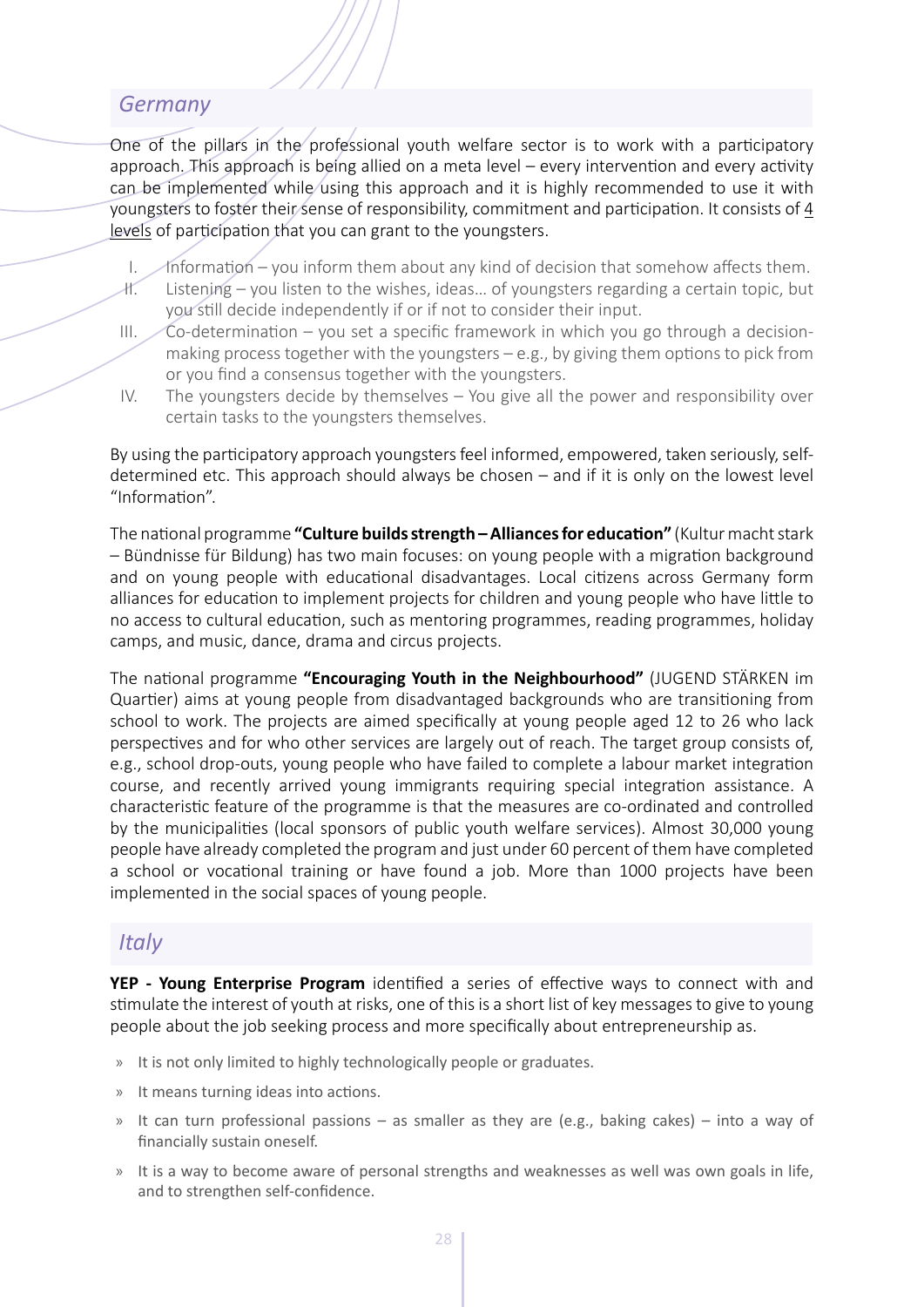## *Germany*

One of the pillars in the professional youth welfare sector is to work with a participatory approach. This approach is being allied on a meta level – every intervention and every activity can be implemented while using this approach and it is highly recommended to use it with youngsters to foster their sense of responsibility, commitment and participation. It consists of 4 levels of participation that you can grant to the youngsters.

I. Information – you inform them about any kind of decision that somehow affects them.
II. Listening – you listen to the wishes, ideas… of youngsters regarding a certain topic, but you still decide independently if or if not to consider their input.
III. Co-determination – you set a specific framework in which you go through a decision-making process together with the youngsters – e.g., by giving them options to pick from or you find a consensus together with the youngsters.
IV. The youngsters decide by themselves – You give all the power and responsibility over certain tasks to the youngsters themselves.

By using the participatory approach youngsters feel informed, empowered, taken seriously, self-determined etc. This approach should always be chosen – and if it is only on the lowest level "Information".

The national programme **"Culture builds strength – Alliances for education"** (Kultur macht stark – Bündnisse für Bildung) has two main focuses: on young people with a migration background and on young people with educational disadvantages. Local citizens across Germany form alliances for education to implement projects for children and young people who have little to no access to cultural education, such as mentoring programmes, reading programmes, holiday camps, and music, dance, drama and circus projects.

The national programme **"Encouraging Youth in the Neighbourhood"** (JUGEND STÄRKEN im Quartier) aims at young people from disadvantaged backgrounds who are transitioning from school to work. The projects are aimed specifically at young people aged 12 to 26 who lack perspectives and for who other services are largely out of reach. The target group consists of, e.g., school drop-outs, young people who have failed to complete a labour market integration course, and recently arrived young immigrants requiring special integration assistance. A characteristic feature of the programme is that the measures are co-ordinated and controlled by the municipalities (local sponsors of public youth welfare services). Almost 30,000 young people have already completed the program and just under 60 percent of them have completed a school or vocational training or have found a job. More than 1000 projects have been implemented in the social spaces of young people.

## *Italy*

**YEP - Young Enterprise Program** identified a series of effective ways to connect with and stimulate the interest of youth at risks, one of this is a short list of key messages to give to young people about the job seeking process and more specifically about entrepreneurship as.

- It is not only limited to highly technologically people or graduates.
- It means turning ideas into actions.
- It can turn professional passions – as smaller as they are (e.g., baking cakes) – into a way of financially sustain oneself.
- It is a way to become aware of personal strengths and weaknesses as well was own goals in life, and to strengthen self-confidence.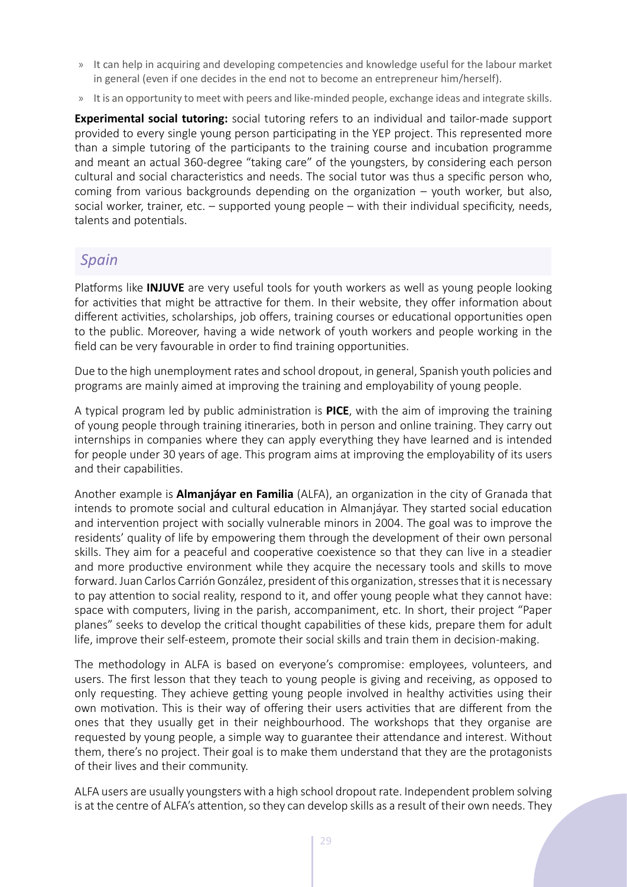- It can help in acquiring and developing competencies and knowledge useful for the labour market in general (even if one decides in the end not to become an entrepreneur him/herself).
- It is an opportunity to meet with peers and like-minded people, exchange ideas and integrate skills.

**Experimental social tutoring:** social tutoring refers to an individual and tailor-made support provided to every single young person participating in the YEP project. This represented more than a simple tutoring of the participants to the training course and incubation programme and meant an actual 360-degree "taking care" of the youngsters, by considering each person cultural and social characteristics and needs. The social tutor was thus a specific person who, coming from various backgrounds depending on the organization – youth worker, but also, social worker, trainer, etc. – supported young people – with their individual specificity, needs, talents and potentials.

## *Spain*

Platforms like **INJUVE** are very useful tools for youth workers as well as young people looking for activities that might be attractive for them. In their website, they offer information about different activities, scholarships, job offers, training courses or educational opportunities open to the public. Moreover, having a wide network of youth workers and people working in the field can be very favourable in order to find training opportunities.

Due to the high unemployment rates and school dropout, in general, Spanish youth policies and programs are mainly aimed at improving the training and employability of young people.

A typical program led by public administration is **PICE**, with the aim of improving the training of young people through training itineraries, both in person and online training. They carry out internships in companies where they can apply everything they have learned and is intended for people under 30 years of age. This program aims at improving the employability of its users and their capabilities.

Another example is **Almanjáyar en Familia** (ALFA), an organization in the city of Granada that intends to promote social and cultural education in Almanjáyar. They started social education and intervention project with socially vulnerable minors in 2004. The goal was to improve the residents' quality of life by empowering them through the development of their own personal skills. They aim for a peaceful and cooperative coexistence so that they can live in a steadier and more productive environment while they acquire the necessary tools and skills to move forward. Juan Carlos Carrión González, president of this organization, stresses that it is necessary to pay attention to social reality, respond to it, and offer young people what they cannot have: space with computers, living in the parish, accompaniment, etc. In short, their project "Paper planes" seeks to develop the critical thought capabilities of these kids, prepare them for adult life, improve their self-esteem, promote their social skills and train them in decision-making.

The methodology in ALFA is based on everyone's compromise: employees, volunteers, and users. The first lesson that they teach to young people is giving and receiving, as opposed to only requesting. They achieve getting young people involved in healthy activities using their own motivation. This is their way of offering their users activities that are different from the ones that they usually get in their neighbourhood. The workshops that they organise are requested by young people, a simple way to guarantee their attendance and interest. Without them, there's no project. Their goal is to make them understand that they are the protagonists of their lives and their community.

ALFA users are usually youngsters with a high school dropout rate. Independent problem solving is at the centre of ALFA's attention, so they can develop skills as a result of their own needs. They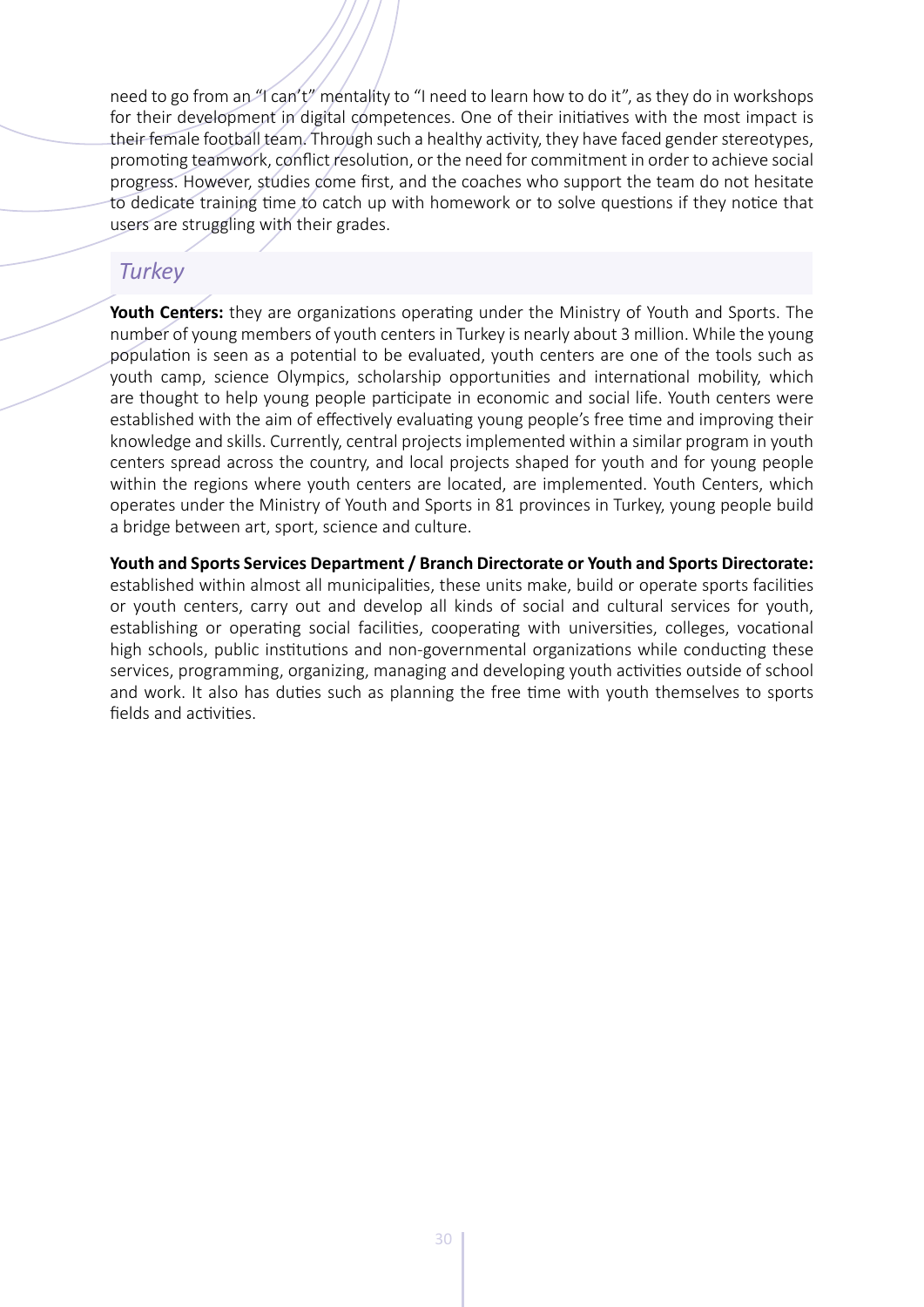need to go from an "I can't" mentality to "I need to learn how to do it", as they do in workshops for their development in digital competences. One of their initiatives with the most impact is their female football team. Through such a healthy activity, they have faced gender stereotypes, promoting teamwork, conflict resolution, or the need for commitment in order to achieve social progress. However, studies come first, and the coaches who support the team do not hesitate to dedicate training time to catch up with homework or to solve questions if they notice that users are struggling with their grades.

## *Turkey*

**Youth Centers:** they are organizations operating under the Ministry of Youth and Sports. The number of young members of youth centers in Turkey is nearly about 3 million. While the young population is seen as a potential to be evaluated, youth centers are one of the tools such as youth camp, science Olympics, scholarship opportunities and international mobility, which are thought to help young people participate in economic and social life. Youth centers were established with the aim of effectively evaluating young people's free time and improving their knowledge and skills. Currently, central projects implemented within a similar program in youth centers spread across the country, and local projects shaped for youth and for young people within the regions where youth centers are located, are implemented. Youth Centers, which operates under the Ministry of Youth and Sports in 81 provinces in Turkey, young people build a bridge between art, sport, science and culture.

**Youth and Sports Services Department / Branch Directorate or Youth and Sports Directorate:** established within almost all municipalities, these units make, build or operate sports facilities or youth centers, carry out and develop all kinds of social and cultural services for youth, establishing or operating social facilities, cooperating with universities, colleges, vocational high schools, public institutions and non-governmental organizations while conducting these services, programming, organizing, managing and developing youth activities outside of school and work. It also has duties such as planning the free time with youth themselves to sports fields and activities.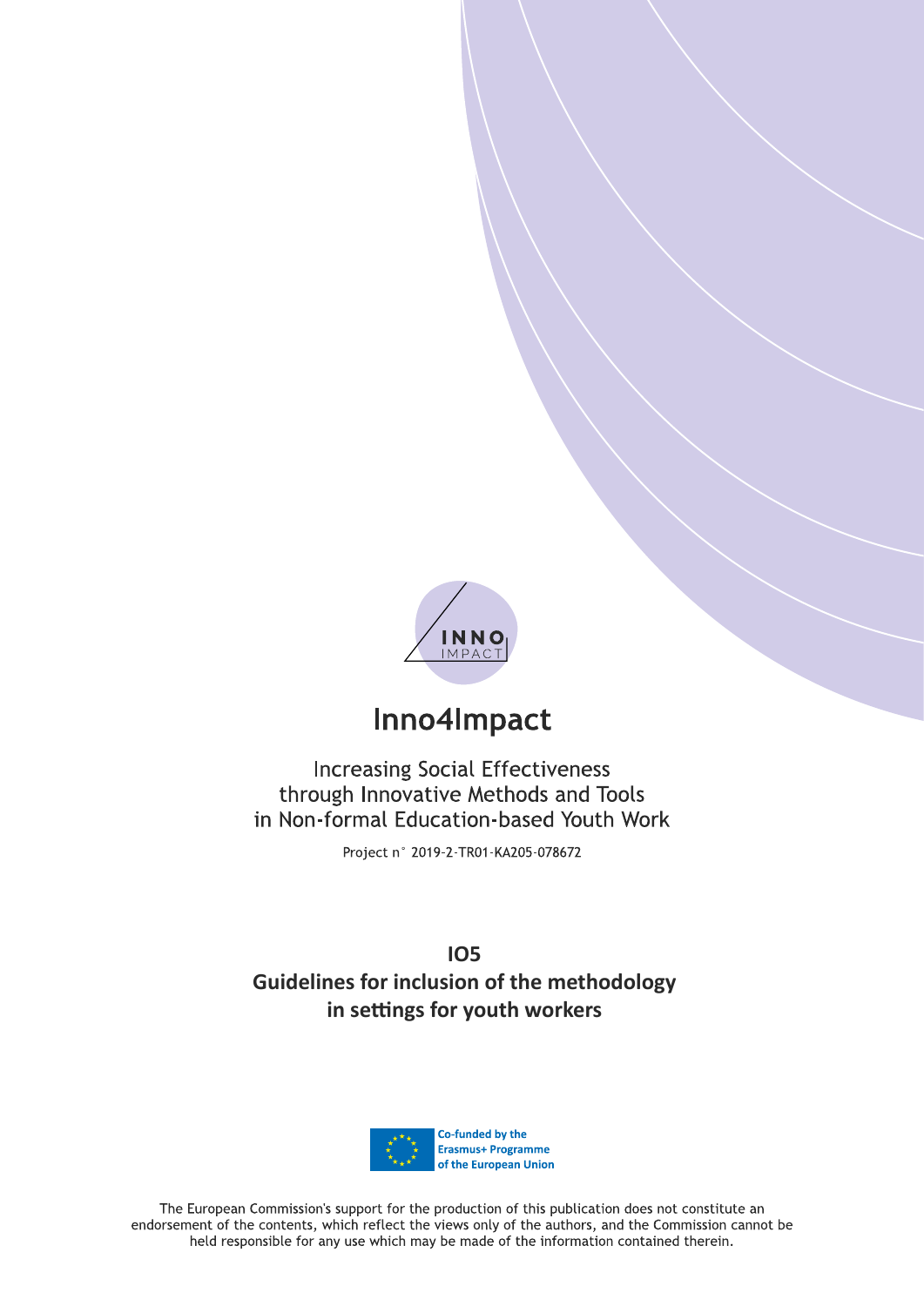INNO
IMPACT

# Inno4Impact

Increasing Social Effectiveness
through Innovative Methods and Tools
in Non-formal Education-based Youth Work

Project n° 2019-2-TR01-KA205-078672

## IO5
## Guidelines for inclusion of the methodology in settings for youth workers

Co-funded by the
Erasmus+ Programme
of the European Union

The European Commission's support for the production of this publication does not constitute an endorsement of the contents, which reflect the views only of the authors, and the Commission cannot be held responsible for any use which may be made of the information contained therein.